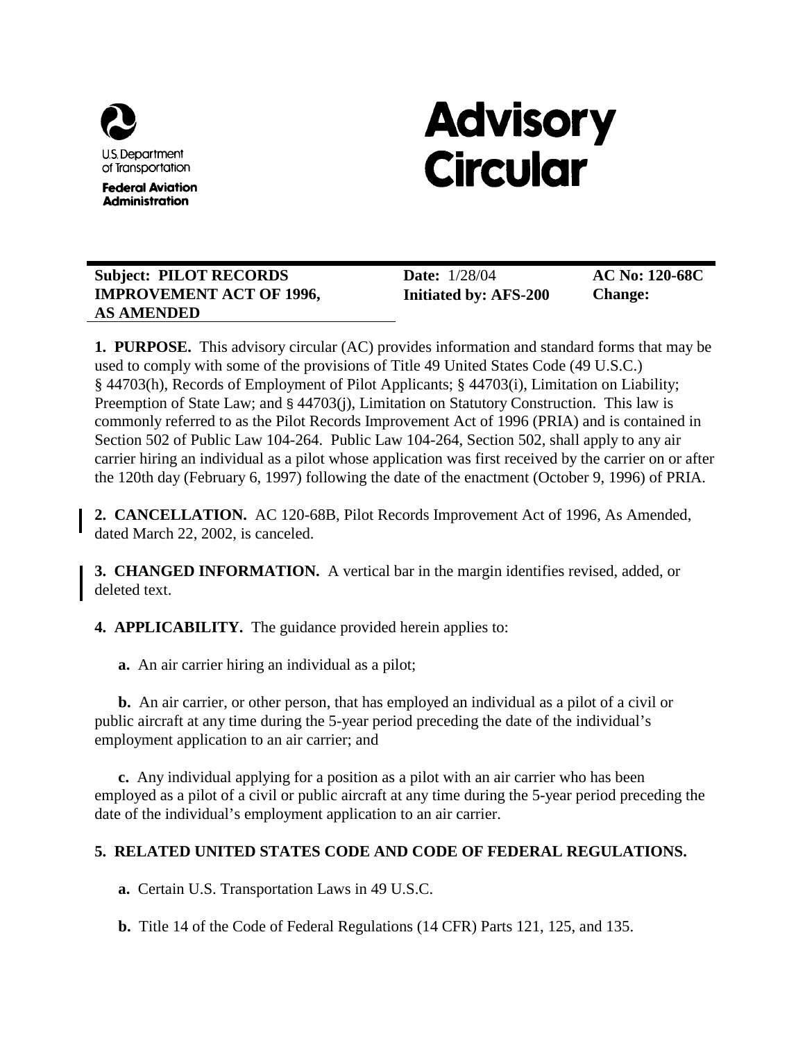U.S. Department of Transportation

**Federal Aviation Administration**

# Advisory Circular

| **Subject: PILOT RECORDS IMPROVEMENT ACT OF 1996, AS AMENDED** | **Date:** 1/28/04 **Initiated by: AFS-200** | **AC No: 120-68C** **Change:** |
|---|---|---|

**1. PURPOSE.** This advisory circular (AC) provides information and standard forms that may be used to comply with some of the provisions of Title 49 United States Code (49 U.S.C.) § 44703(h), Records of Employment of Pilot Applicants; § 44703(i), Limitation on Liability; Preemption of State Law; and § 44703(j), Limitation on Statutory Construction. This law is commonly referred to as the Pilot Records Improvement Act of 1996 (PRIA) and is contained in Section 502 of Public Law 104-264. Public Law 104-264, Section 502, shall apply to any air carrier hiring an individual as a pilot whose application was first received by the carrier on or after the 120th day (February 6, 1997) following the date of the enactment (October 9, 1996) of PRIA.

**2. CANCELLATION.** AC 120-68B, Pilot Records Improvement Act of 1996, As Amended, dated March 22, 2002, is canceled.

**3. CHANGED INFORMATION.** A vertical bar in the margin identifies revised, added, or deleted text.

**4. APPLICABILITY.** The guidance provided herein applies to:

**a.** An air carrier hiring an individual as a pilot;

**b.** An air carrier, or other person, that has employed an individual as a pilot of a civil or public aircraft at any time during the 5-year period preceding the date of the individual's employment application to an air carrier; and

**c.** Any individual applying for a position as a pilot with an air carrier who has been employed as a pilot of a civil or public aircraft at any time during the 5-year period preceding the date of the individual's employment application to an air carrier.

**5. RELATED UNITED STATES CODE AND CODE OF FEDERAL REGULATIONS.**

**a.** Certain U.S. Transportation Laws in 49 U.S.C.

**b.** Title 14 of the Code of Federal Regulations (14 CFR) Parts 121, 125, and 135.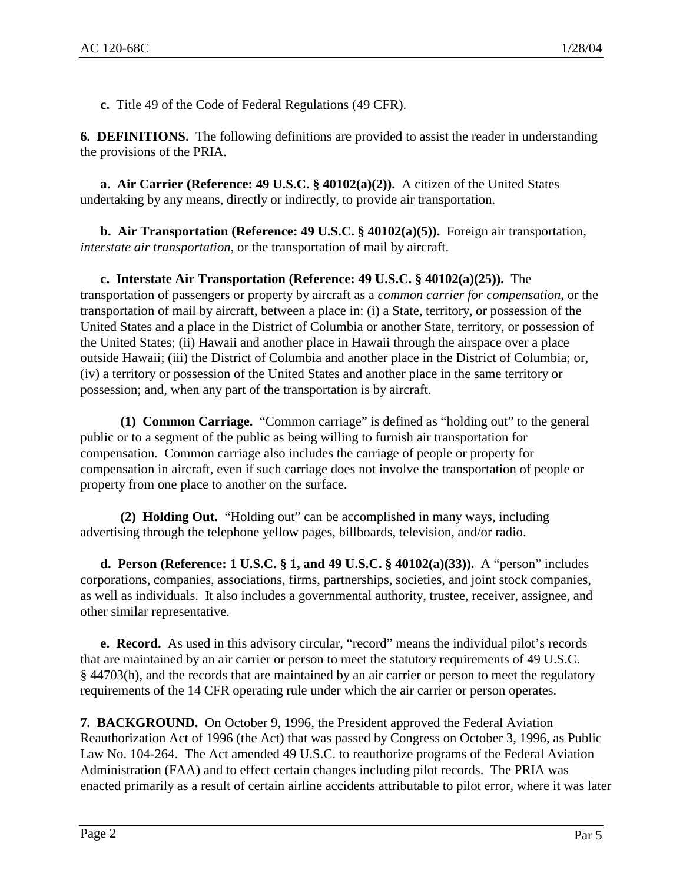**c.** Title 49 of the Code of Federal Regulations (49 CFR).

**6. DEFINITIONS.** The following definitions are provided to assist the reader in understanding the provisions of the PRIA.

**a. Air Carrier (Reference: 49 U.S.C. § 40102(a)(2)).** A citizen of the United States undertaking by any means, directly or indirectly, to provide air transportation.

**b. Air Transportation (Reference: 49 U.S.C. § 40102(a)(5)).** Foreign air transportation, *interstate air transportation*, or the transportation of mail by aircraft.

**c. Interstate Air Transportation (Reference: 49 U.S.C. § 40102(a)(25)).** The transportation of passengers or property by aircraft as a *common carrier for compensation*, or the transportation of mail by aircraft, between a place in: (i) a State, territory, or possession of the United States and a place in the District of Columbia or another State, territory, or possession of the United States; (ii) Hawaii and another place in Hawaii through the airspace over a place outside Hawaii; (iii) the District of Columbia and another place in the District of Columbia; or, (iv) a territory or possession of the United States and another place in the same territory or possession; and, when any part of the transportation is by aircraft.

**(1) Common Carriage.** "Common carriage" is defined as "holding out" to the general public or to a segment of the public as being willing to furnish air transportation for compensation. Common carriage also includes the carriage of people or property for compensation in aircraft, even if such carriage does not involve the transportation of people or property from one place to another on the surface.

**(2) Holding Out.** "Holding out" can be accomplished in many ways, including advertising through the telephone yellow pages, billboards, television, and/or radio.

**d. Person (Reference: 1 U.S.C. § 1, and 49 U.S.C. § 40102(a)(33)).** A "person" includes corporations, companies, associations, firms, partnerships, societies, and joint stock companies, as well as individuals. It also includes a governmental authority, trustee, receiver, assignee, and other similar representative.

**e. Record.** As used in this advisory circular, "record" means the individual pilot's records that are maintained by an air carrier or person to meet the statutory requirements of 49 U.S.C. § 44703(h), and the records that are maintained by an air carrier or person to meet the regulatory requirements of the 14 CFR operating rule under which the air carrier or person operates.

**7. BACKGROUND.** On October 9, 1996, the President approved the Federal Aviation Reauthorization Act of 1996 (the Act) that was passed by Congress on October 3, 1996, as Public Law No. 104-264. The Act amended 49 U.S.C. to reauthorize programs of the Federal Aviation Administration (FAA) and to effect certain changes including pilot records. The PRIA was enacted primarily as a result of certain airline accidents attributable to pilot error, where it was later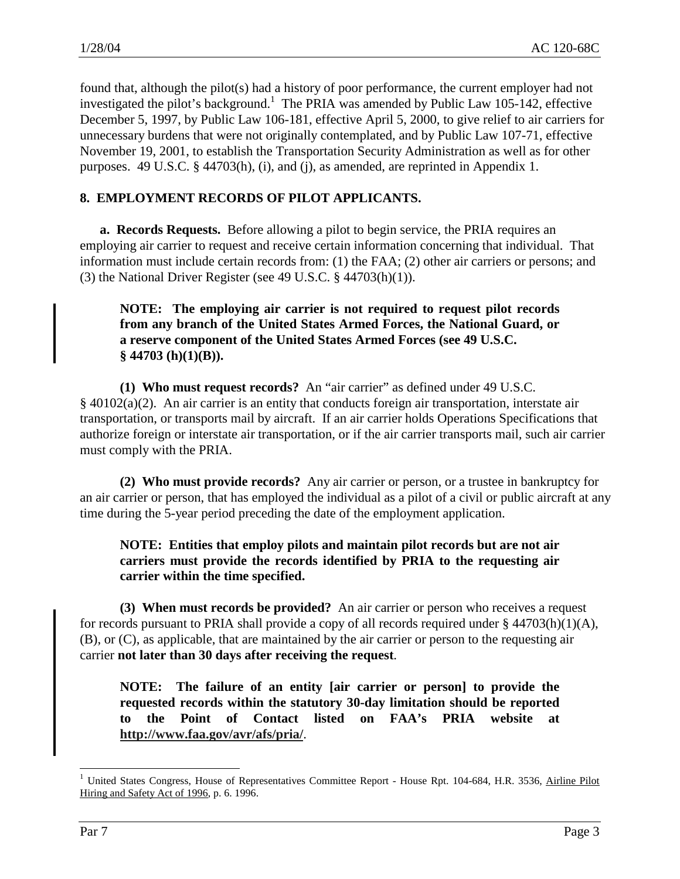found that, although the pilot(s) had a history of poor performance, the current employer had not investigated the pilot's background.[1] The PRIA was amended by Public Law 105-142, effective December 5, 1997, by Public Law 106-181, effective April 5, 2000, to give relief to air carriers for unnecessary burdens that were not originally contemplated, and by Public Law 107-71, effective November 19, 2001, to establish the Transportation Security Administration as well as for other purposes. 49 U.S.C. § 44703(h), (i), and (j), as amended, are reprinted in Appendix 1.

## 8. EMPLOYMENT RECORDS OF PILOT APPLICANTS.

**a. Records Requests.** Before allowing a pilot to begin service, the PRIA requires an employing air carrier to request and receive certain information concerning that individual. That information must include certain records from: (1) the FAA; (2) other air carriers or persons; and (3) the National Driver Register (see 49 U.S.C. § 44703(h)(1)).

**NOTE: The employing air carrier is not required to request pilot records from any branch of the United States Armed Forces, the National Guard, or a reserve component of the United States Armed Forces (see 49 U.S.C. § 44703 (h)(1)(B)).**

**(1) Who must request records?** An "air carrier" as defined under 49 U.S.C. § 40102(a)(2). An air carrier is an entity that conducts foreign air transportation, interstate air transportation, or transports mail by aircraft. If an air carrier holds Operations Specifications that authorize foreign or interstate air transportation, or if the air carrier transports mail, such air carrier must comply with the PRIA.

**(2) Who must provide records?** Any air carrier or person, or a trustee in bankruptcy for an air carrier or person, that has employed the individual as a pilot of a civil or public aircraft at any time during the 5-year period preceding the date of the employment application.

**NOTE: Entities that employ pilots and maintain pilot records but are not air carriers must provide the records identified by PRIA to the requesting air carrier within the time specified.**

**(3) When must records be provided?** An air carrier or person who receives a request for records pursuant to PRIA shall provide a copy of all records required under § 44703(h)(1)(A), (B), or (C), as applicable, that are maintained by the air carrier or person to the requesting air carrier **not later than 30 days after receiving the request**.

**NOTE: The failure of an entity [air carrier or person] to provide the requested records within the statutory 30-day limitation should be reported to the Point of Contact listed on FAA's PRIA website at http://www.faa.gov/avr/afs/pria/**.

[1] United States Congress, House of Representatives Committee Report - House Rpt. 104-684, H.R. 3536, Airline Pilot Hiring and Safety Act of 1996, p. 6. 1996.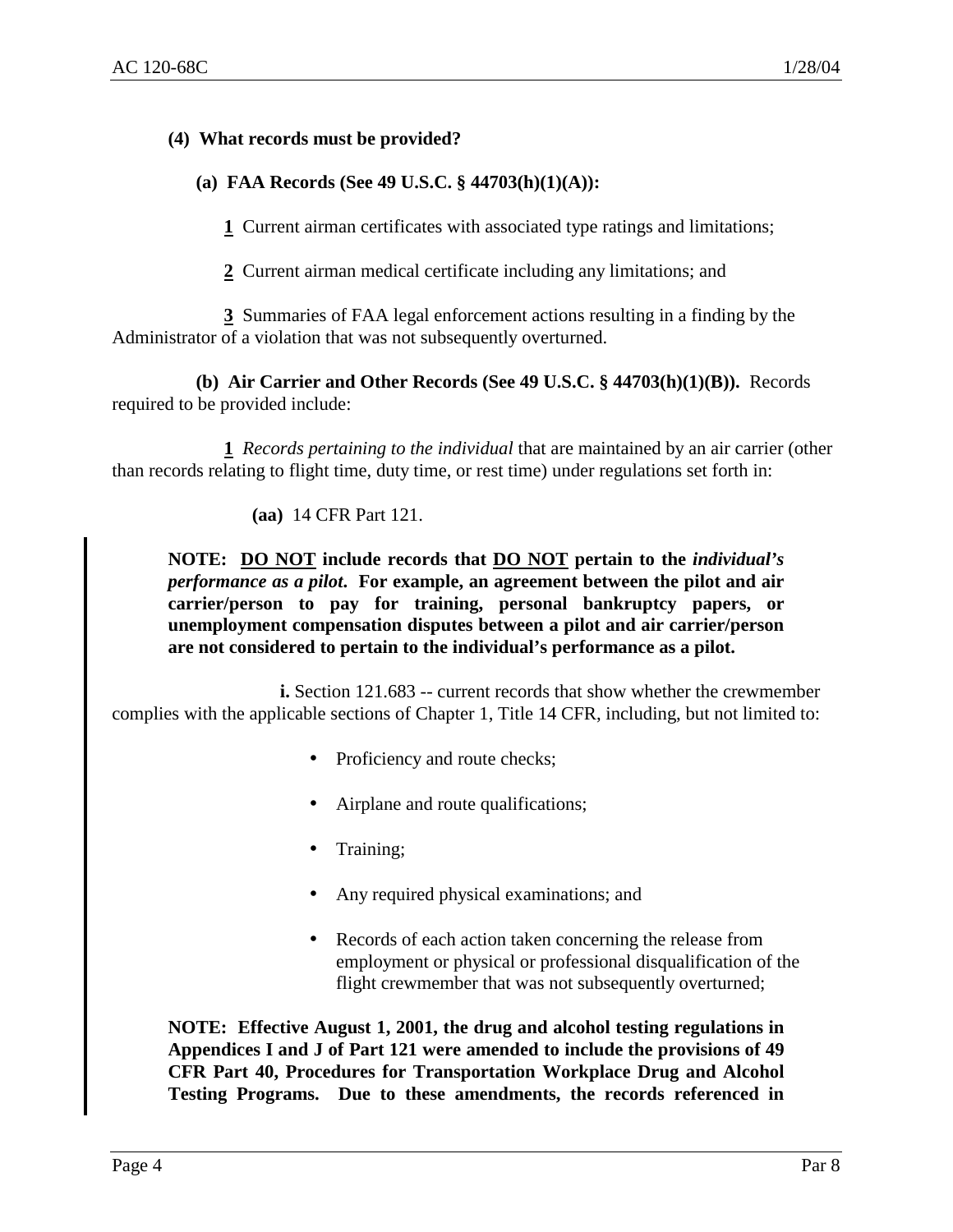**(4) What records must be provided?**

**(a) FAA Records (See 49 U.S.C. § 44703(h)(1)(A)):**

**1** Current airman certificates with associated type ratings and limitations;

**2** Current airman medical certificate including any limitations; and

**3** Summaries of FAA legal enforcement actions resulting in a finding by the Administrator of a violation that was not subsequently overturned.

**(b) Air Carrier and Other Records (See 49 U.S.C. § 44703(h)(1)(B)).** Records required to be provided include:

**1** *Records pertaining to the individual* that are maintained by an air carrier (other than records relating to flight time, duty time, or rest time) under regulations set forth in:

**(aa)** 14 CFR Part 121.

**NOTE: DO NOT include records that DO NOT pertain to the *individual's performance as a pilot*. For example, an agreement between the pilot and air carrier/person to pay for training, personal bankruptcy papers, or unemployment compensation disputes between a pilot and air carrier/person are not considered to pertain to the individual's performance as a pilot.**

**i.** Section 121.683 -- current records that show whether the crewmember complies with the applicable sections of Chapter 1, Title 14 CFR, including, but not limited to:

- Proficiency and route checks;
- Airplane and route qualifications;
- Training;
- Any required physical examinations; and
- Records of each action taken concerning the release from employment or physical or professional disqualification of the flight crewmember that was not subsequently overturned;

**NOTE: Effective August 1, 2001, the drug and alcohol testing regulations in Appendices I and J of Part 121 were amended to include the provisions of 49 CFR Part 40, Procedures for Transportation Workplace Drug and Alcohol Testing Programs. Due to these amendments, the records referenced in**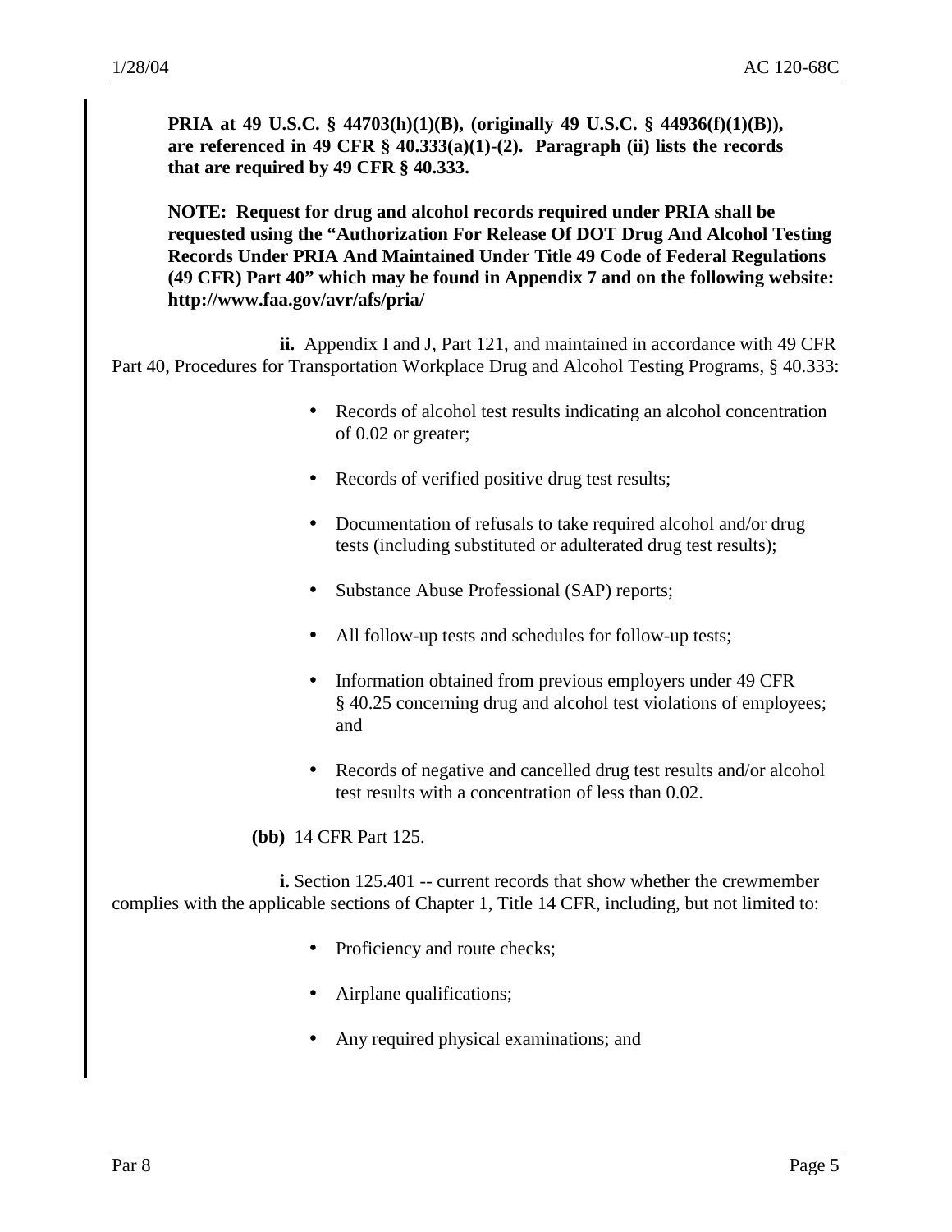**PRIA at 49 U.S.C. § 44703(h)(1)(B), (originally 49 U.S.C. § 44936(f)(1)(B)), are referenced in 49 CFR § 40.333(a)(1)-(2). Paragraph (ii) lists the records that are required by 49 CFR § 40.333.**

**NOTE: Request for drug and alcohol records required under PRIA shall be requested using the "Authorization For Release Of DOT Drug And Alcohol Testing Records Under PRIA And Maintained Under Title 49 Code of Federal Regulations (49 CFR) Part 40" which may be found in Appendix 7 and on the following website: http://www.faa.gov/avr/afs/pria/**

**ii.** Appendix I and J, Part 121, and maintained in accordance with 49 CFR Part 40, Procedures for Transportation Workplace Drug and Alcohol Testing Programs, § 40.333:

- Records of alcohol test results indicating an alcohol concentration of 0.02 or greater;
- Records of verified positive drug test results;
- Documentation of refusals to take required alcohol and/or drug tests (including substituted or adulterated drug test results);
- Substance Abuse Professional (SAP) reports;
- All follow-up tests and schedules for follow-up tests;
- Information obtained from previous employers under 49 CFR § 40.25 concerning drug and alcohol test violations of employees; and
- Records of negative and cancelled drug test results and/or alcohol test results with a concentration of less than 0.02.

**(bb)** 14 CFR Part 125.

**i.** Section 125.401 -- current records that show whether the crewmember complies with the applicable sections of Chapter 1, Title 14 CFR, including, but not limited to:

- Proficiency and route checks;
- Airplane qualifications;
- Any required physical examinations; and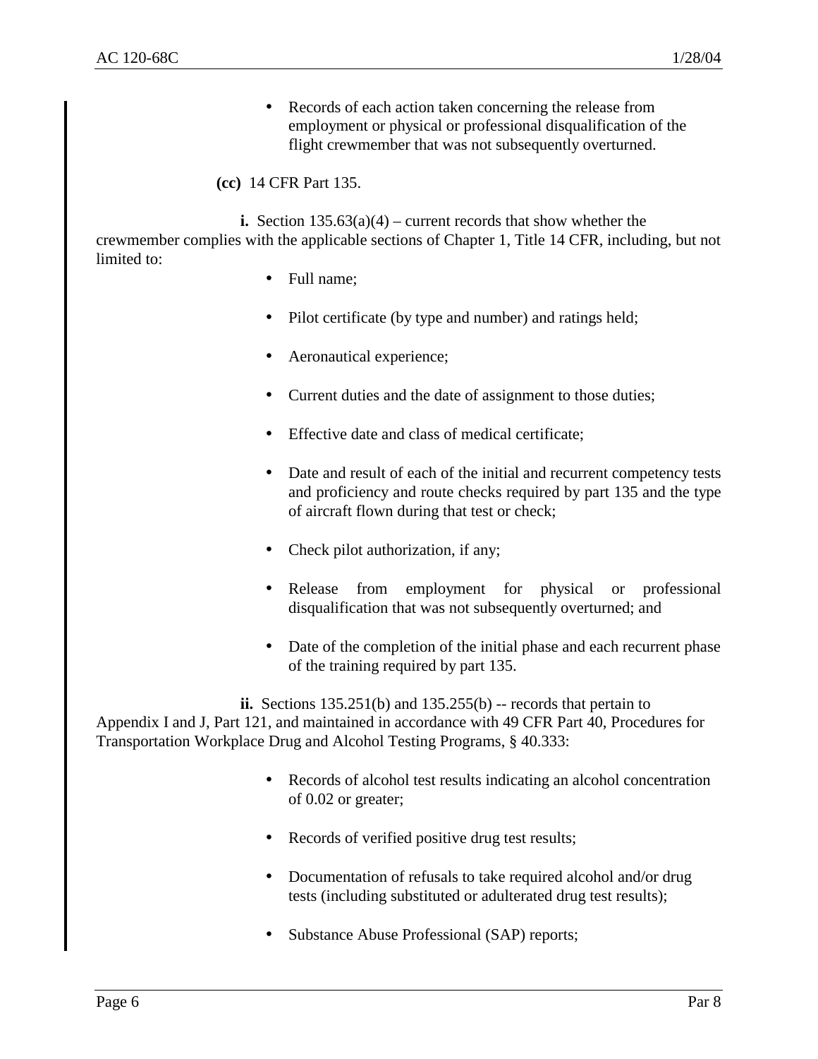- Records of each action taken concerning the release from employment or physical or professional disqualification of the flight crewmember that was not subsequently overturned.

**(cc)** 14 CFR Part 135.

**i.** Section 135.63(a)(4) – current records that show whether the crewmember complies with the applicable sections of Chapter 1, Title 14 CFR, including, but not limited to:

- Full name;
- Pilot certificate (by type and number) and ratings held;
- Aeronautical experience;
- Current duties and the date of assignment to those duties;
- Effective date and class of medical certificate;
- Date and result of each of the initial and recurrent competency tests and proficiency and route checks required by part 135 and the type of aircraft flown during that test or check;
- Check pilot authorization, if any;
- Release from employment for physical or professional disqualification that was not subsequently overturned; and
- Date of the completion of the initial phase and each recurrent phase of the training required by part 135.

**ii.** Sections 135.251(b) and 135.255(b) -- records that pertain to Appendix I and J, Part 121, and maintained in accordance with 49 CFR Part 40, Procedures for Transportation Workplace Drug and Alcohol Testing Programs, § 40.333:

- Records of alcohol test results indicating an alcohol concentration of 0.02 or greater;
- Records of verified positive drug test results;
- Documentation of refusals to take required alcohol and/or drug tests (including substituted or adulterated drug test results);
- Substance Abuse Professional (SAP) reports;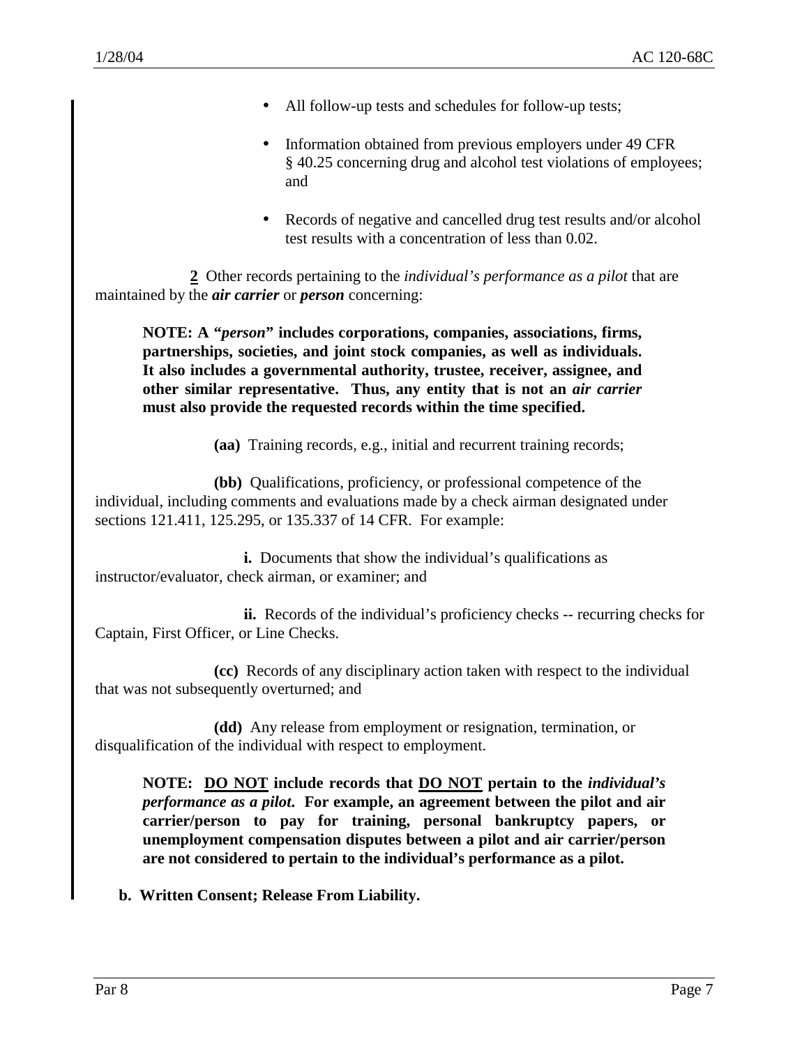- All follow-up tests and schedules for follow-up tests;
- Information obtained from previous employers under 49 CFR § 40.25 concerning drug and alcohol test violations of employees; and
- Records of negative and cancelled drug test results and/or alcohol test results with a concentration of less than 0.02.

**2** Other records pertaining to the *individual's performance as a pilot* that are maintained by the ***air carrier*** or ***person*** concerning:

**NOTE: A "*person*" includes corporations, companies, associations, firms, partnerships, societies, and joint stock companies, as well as individuals. It also includes a governmental authority, trustee, receiver, assignee, and other similar representative. Thus, any entity that is not an *air carrier* must also provide the requested records within the time specified.**

**(aa)** Training records, e.g., initial and recurrent training records;

**(bb)** Qualifications, proficiency, or professional competence of the individual, including comments and evaluations made by a check airman designated under sections 121.411, 125.295, or 135.337 of 14 CFR. For example:

**i.** Documents that show the individual's qualifications as instructor/evaluator, check airman, or examiner; and

**ii.** Records of the individual's proficiency checks -- recurring checks for Captain, First Officer, or Line Checks.

**(cc)** Records of any disciplinary action taken with respect to the individual that was not subsequently overturned; and

**(dd)** Any release from employment or resignation, termination, or disqualification of the individual with respect to employment.

**NOTE: DO NOT include records that DO NOT pertain to the *individual's performance as a pilot*. For example, an agreement between the pilot and air carrier/person to pay for training, personal bankruptcy papers, or unemployment compensation disputes between a pilot and air carrier/person are not considered to pertain to the individual's performance as a pilot.**

**b. Written Consent; Release From Liability.**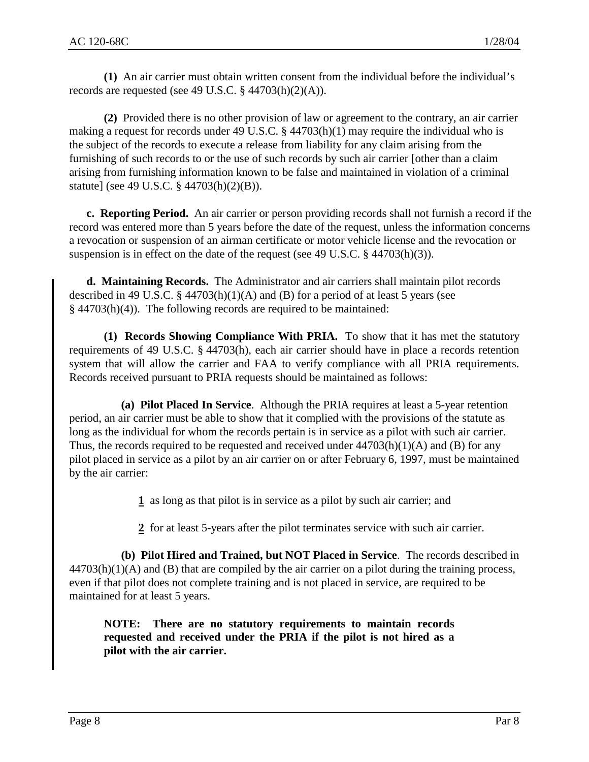**(1)** An air carrier must obtain written consent from the individual before the individual's records are requested (see 49 U.S.C. § 44703(h)(2)(A)).

**(2)** Provided there is no other provision of law or agreement to the contrary, an air carrier making a request for records under 49 U.S.C. § 44703(h)(1) may require the individual who is the subject of the records to execute a release from liability for any claim arising from the furnishing of such records to or the use of such records by such air carrier [other than a claim arising from furnishing information known to be false and maintained in violation of a criminal statute] (see 49 U.S.C. § 44703(h)(2)(B)).

**c. Reporting Period.** An air carrier or person providing records shall not furnish a record if the record was entered more than 5 years before the date of the request, unless the information concerns a revocation or suspension of an airman certificate or motor vehicle license and the revocation or suspension is in effect on the date of the request (see 49 U.S.C. § 44703(h)(3)).

**d. Maintaining Records.** The Administrator and air carriers shall maintain pilot records described in 49 U.S.C. § 44703(h)(1)(A) and (B) for a period of at least 5 years (see § 44703(h)(4)). The following records are required to be maintained:

**(1) Records Showing Compliance With PRIA.** To show that it has met the statutory requirements of 49 U.S.C. § 44703(h), each air carrier should have in place a records retention system that will allow the carrier and FAA to verify compliance with all PRIA requirements. Records received pursuant to PRIA requests should be maintained as follows:

**(a) Pilot Placed In Service**. Although the PRIA requires at least a 5-year retention period, an air carrier must be able to show that it complied with the provisions of the statute as long as the individual for whom the records pertain is in service as a pilot with such air carrier. Thus, the records required to be requested and received under 44703(h)(1)(A) and (B) for any pilot placed in service as a pilot by an air carrier on or after February 6, 1997, must be maintained by the air carrier:

**1** as long as that pilot is in service as a pilot by such air carrier; and

**2** for at least 5-years after the pilot terminates service with such air carrier.

**(b) Pilot Hired and Trained, but NOT Placed in Service**. The records described in 44703(h)(1)(A) and (B) that are compiled by the air carrier on a pilot during the training process, even if that pilot does not complete training and is not placed in service, are required to be maintained for at least 5 years.

**NOTE: There are no statutory requirements to maintain records requested and received under the PRIA if the pilot is not hired as a pilot with the air carrier.**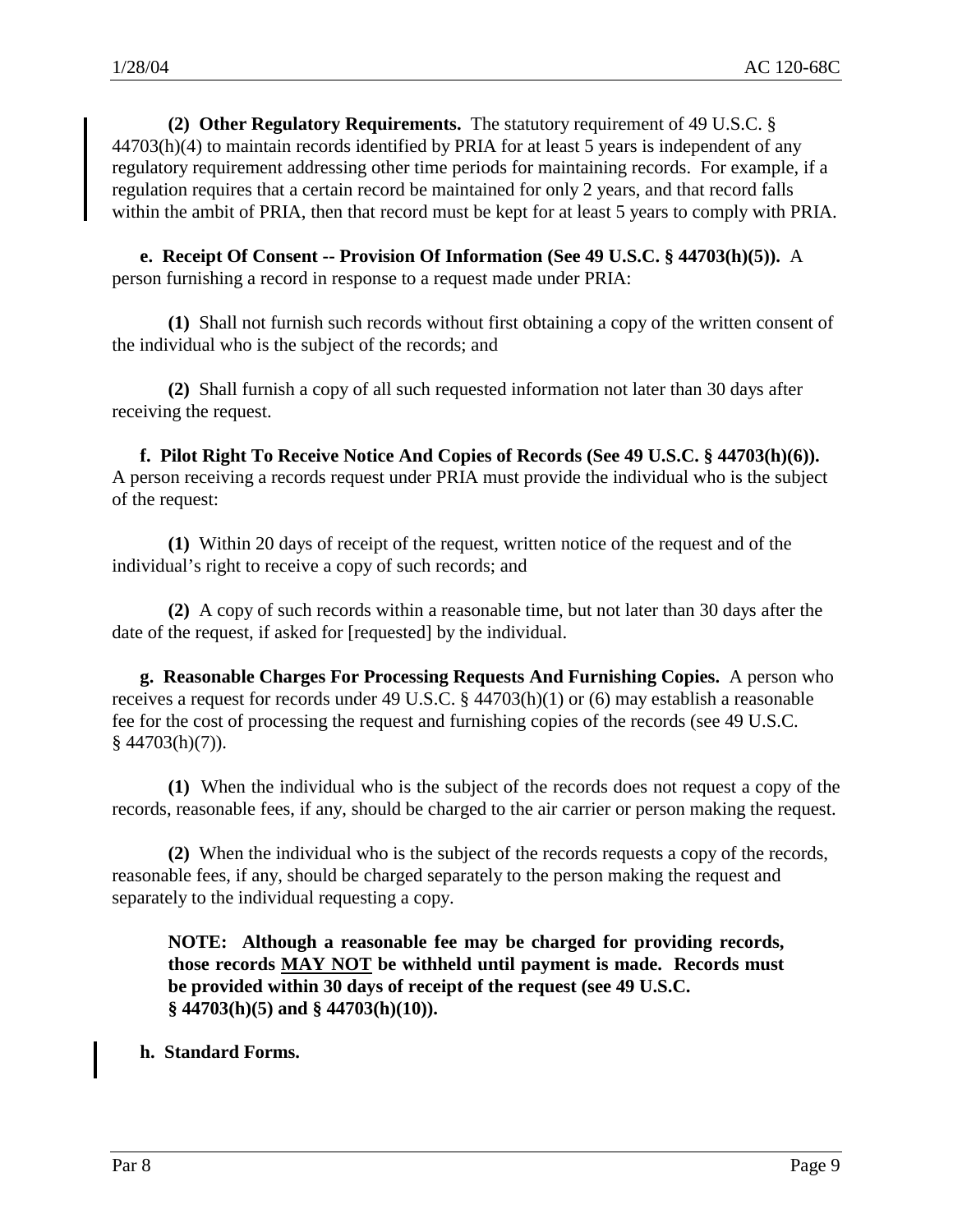**(2) Other Regulatory Requirements.** The statutory requirement of 49 U.S.C. § 44703(h)(4) to maintain records identified by PRIA for at least 5 years is independent of any regulatory requirement addressing other time periods for maintaining records. For example, if a regulation requires that a certain record be maintained for only 2 years, and that record falls within the ambit of PRIA, then that record must be kept for at least 5 years to comply with PRIA.

**e. Receipt Of Consent -- Provision Of Information (See 49 U.S.C. § 44703(h)(5)).** A person furnishing a record in response to a request made under PRIA:

**(1)** Shall not furnish such records without first obtaining a copy of the written consent of the individual who is the subject of the records; and

**(2)** Shall furnish a copy of all such requested information not later than 30 days after receiving the request.

**f. Pilot Right To Receive Notice And Copies of Records (See 49 U.S.C. § 44703(h)(6)).** A person receiving a records request under PRIA must provide the individual who is the subject of the request:

**(1)** Within 20 days of receipt of the request, written notice of the request and of the individual's right to receive a copy of such records; and

**(2)** A copy of such records within a reasonable time, but not later than 30 days after the date of the request, if asked for [requested] by the individual.

**g. Reasonable Charges For Processing Requests And Furnishing Copies.** A person who receives a request for records under 49 U.S.C. § 44703(h)(1) or (6) may establish a reasonable fee for the cost of processing the request and furnishing copies of the records (see 49 U.S.C. § 44703(h)(7)).

**(1)** When the individual who is the subject of the records does not request a copy of the records, reasonable fees, if any, should be charged to the air carrier or person making the request.

**(2)** When the individual who is the subject of the records requests a copy of the records, reasonable fees, if any, should be charged separately to the person making the request and separately to the individual requesting a copy.

**NOTE: Although a reasonable fee may be charged for providing records, those records <u>MAY NOT</u> be withheld until payment is made. Records must be provided within 30 days of receipt of the request (see 49 U.S.C. § 44703(h)(5) and § 44703(h)(10)).**

**h. Standard Forms.**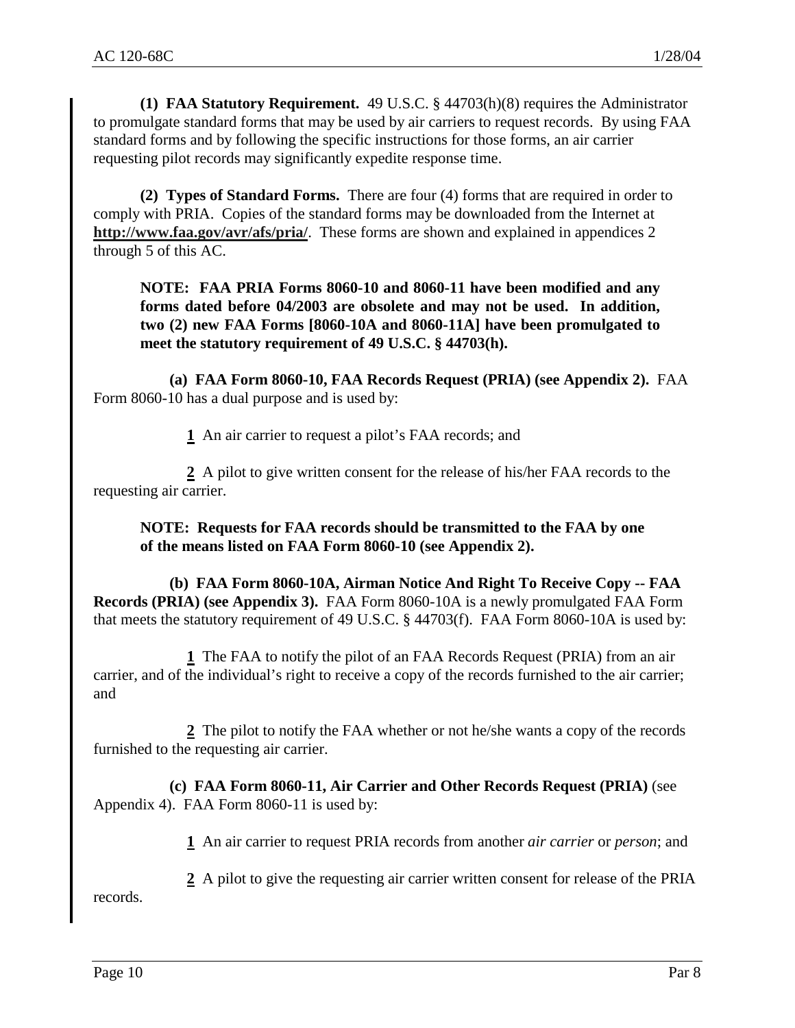**(1) FAA Statutory Requirement.** 49 U.S.C. § 44703(h)(8) requires the Administrator to promulgate standard forms that may be used by air carriers to request records. By using FAA standard forms and by following the specific instructions for those forms, an air carrier requesting pilot records may significantly expedite response time.

**(2) Types of Standard Forms.** There are four (4) forms that are required in order to comply with PRIA. Copies of the standard forms may be downloaded from the Internet at **http://www.faa.gov/avr/afs/pria/**. These forms are shown and explained in appendices 2 through 5 of this AC.

**NOTE: FAA PRIA Forms 8060-10 and 8060-11 have been modified and any forms dated before 04/2003 are obsolete and may not be used. In addition, two (2) new FAA Forms [8060-10A and 8060-11A] have been promulgated to meet the statutory requirement of 49 U.S.C. § 44703(h).**

**(a) FAA Form 8060-10, FAA Records Request (PRIA) (see Appendix 2).** FAA Form 8060-10 has a dual purpose and is used by:

**1** An air carrier to request a pilot's FAA records; and

**2** A pilot to give written consent for the release of his/her FAA records to the requesting air carrier.

**NOTE: Requests for FAA records should be transmitted to the FAA by one of the means listed on FAA Form 8060-10 (see Appendix 2).**

**(b) FAA Form 8060-10A, Airman Notice And Right To Receive Copy -- FAA Records (PRIA) (see Appendix 3).** FAA Form 8060-10A is a newly promulgated FAA Form that meets the statutory requirement of 49 U.S.C. § 44703(f). FAA Form 8060-10A is used by:

**1** The FAA to notify the pilot of an FAA Records Request (PRIA) from an air carrier, and of the individual's right to receive a copy of the records furnished to the air carrier; and

**2** The pilot to notify the FAA whether or not he/she wants a copy of the records furnished to the requesting air carrier.

**(c) FAA Form 8060-11, Air Carrier and Other Records Request (PRIA)** (see Appendix 4). FAA Form 8060-11 is used by:

**1** An air carrier to request PRIA records from another *air carrier* or *person*; and

**2** A pilot to give the requesting air carrier written consent for release of the PRIA records.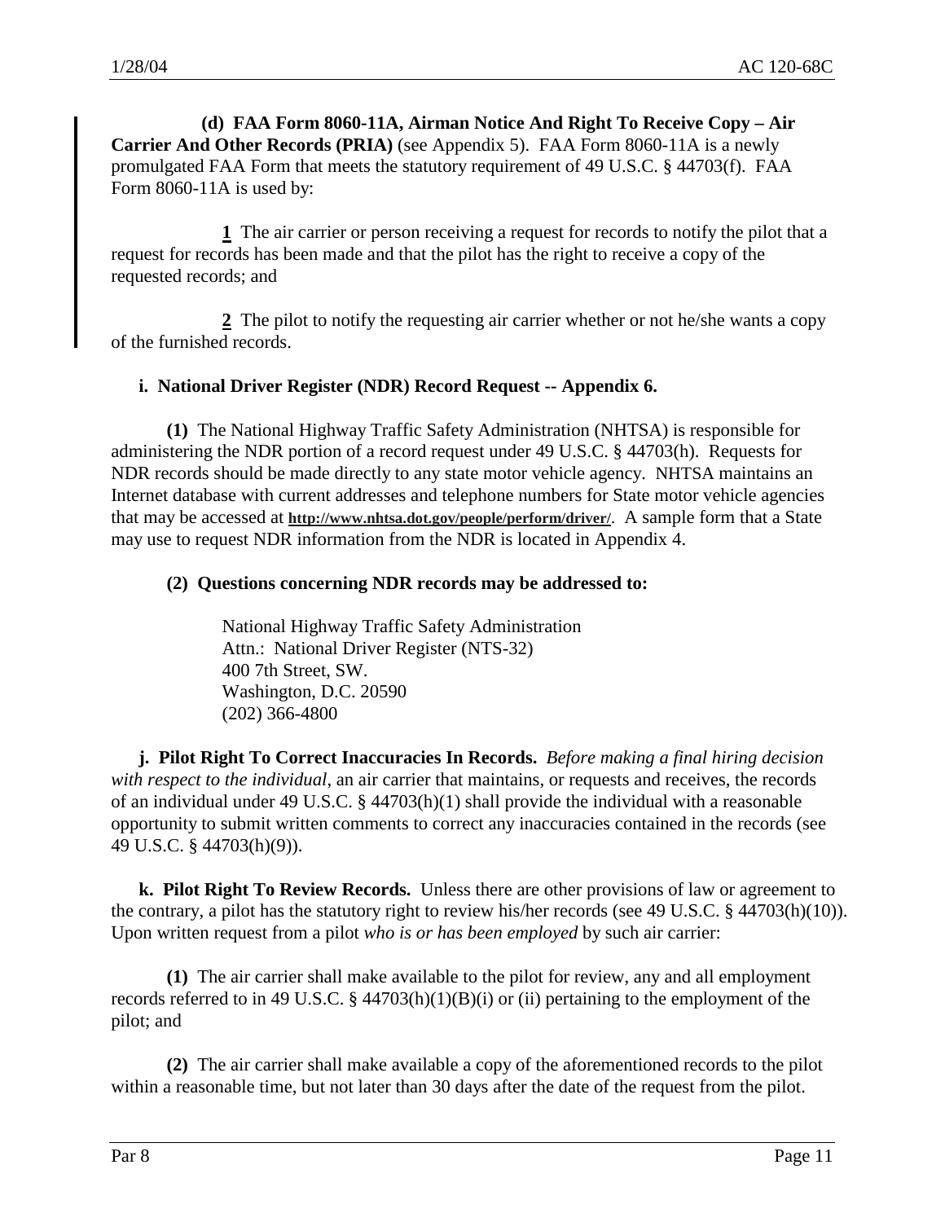**(d) FAA Form 8060-11A, Airman Notice And Right To Receive Copy – Air Carrier And Other Records (PRIA)** (see Appendix 5). FAA Form 8060-11A is a newly promulgated FAA Form that meets the statutory requirement of 49 U.S.C. § 44703(f). FAA Form 8060-11A is used by:

**1** The air carrier or person receiving a request for records to notify the pilot that a request for records has been made and that the pilot has the right to receive a copy of the requested records; and

**2** The pilot to notify the requesting air carrier whether or not he/she wants a copy of the furnished records.

**i. National Driver Register (NDR) Record Request -- Appendix 6.**

**(1)** The National Highway Traffic Safety Administration (NHTSA) is responsible for administering the NDR portion of a record request under 49 U.S.C. § 44703(h). Requests for NDR records should be made directly to any state motor vehicle agency. NHTSA maintains an Internet database with current addresses and telephone numbers for State motor vehicle agencies that may be accessed at **http://www.nhtsa.dot.gov/people/perform/driver/**. A sample form that a State may use to request NDR information from the NDR is located in Appendix 4.

**(2) Questions concerning NDR records may be addressed to:**

National Highway Traffic Safety Administration
Attn.: National Driver Register (NTS-32)
400 7th Street, SW.
Washington, D.C. 20590
(202) 366-4800

**j. Pilot Right To Correct Inaccuracies In Records.** *Before making a final hiring decision with respect to the individual*, an air carrier that maintains, or requests and receives, the records of an individual under 49 U.S.C. § 44703(h)(1) shall provide the individual with a reasonable opportunity to submit written comments to correct any inaccuracies contained in the records (see 49 U.S.C. § 44703(h)(9)).

**k. Pilot Right To Review Records.** Unless there are other provisions of law or agreement to the contrary, a pilot has the statutory right to review his/her records (see 49 U.S.C. § 44703(h)(10)). Upon written request from a pilot *who is or has been employed* by such air carrier:

**(1)** The air carrier shall make available to the pilot for review, any and all employment records referred to in 49 U.S.C. § 44703(h)(1)(B)(i) or (ii) pertaining to the employment of the pilot; and

**(2)** The air carrier shall make available a copy of the aforementioned records to the pilot within a reasonable time, but not later than 30 days after the date of the request from the pilot.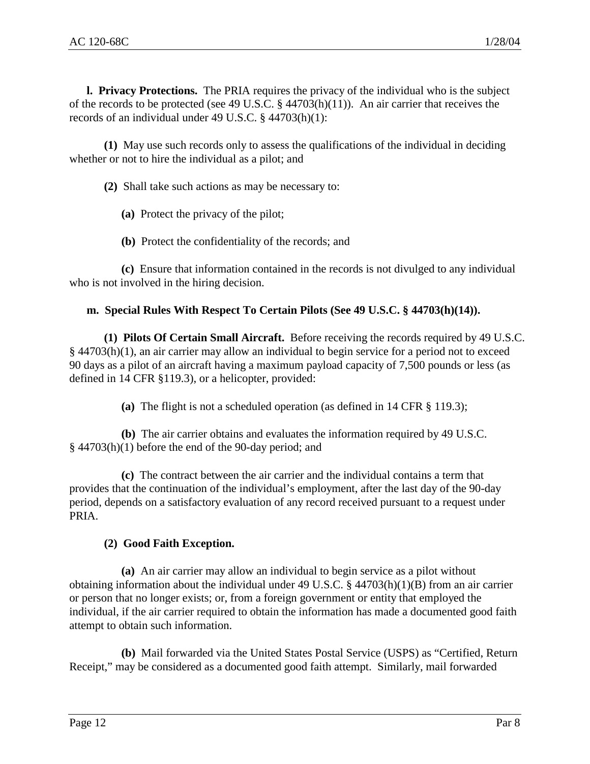**l. Privacy Protections.** The PRIA requires the privacy of the individual who is the subject of the records to be protected (see 49 U.S.C. § 44703(h)(11)). An air carrier that receives the records of an individual under 49 U.S.C. § 44703(h)(1):

**(1)** May use such records only to assess the qualifications of the individual in deciding whether or not to hire the individual as a pilot; and

**(2)** Shall take such actions as may be necessary to:

**(a)** Protect the privacy of the pilot;

**(b)** Protect the confidentiality of the records; and

**(c)** Ensure that information contained in the records is not divulged to any individual who is not involved in the hiring decision.

**m. Special Rules With Respect To Certain Pilots (See 49 U.S.C. § 44703(h)(14)).**

**(1) Pilots Of Certain Small Aircraft.** Before receiving the records required by 49 U.S.C. § 44703(h)(1), an air carrier may allow an individual to begin service for a period not to exceed 90 days as a pilot of an aircraft having a maximum payload capacity of 7,500 pounds or less (as defined in 14 CFR §119.3), or a helicopter, provided:

**(a)** The flight is not a scheduled operation (as defined in 14 CFR § 119.3);

**(b)** The air carrier obtains and evaluates the information required by 49 U.S.C. § 44703(h)(1) before the end of the 90-day period; and

**(c)** The contract between the air carrier and the individual contains a term that provides that the continuation of the individual's employment, after the last day of the 90-day period, depends on a satisfactory evaluation of any record received pursuant to a request under PRIA.

**(2) Good Faith Exception.**

**(a)** An air carrier may allow an individual to begin service as a pilot without obtaining information about the individual under 49 U.S.C. § 44703(h)(1)(B) from an air carrier or person that no longer exists; or, from a foreign government or entity that employed the individual, if the air carrier required to obtain the information has made a documented good faith attempt to obtain such information.

**(b)** Mail forwarded via the United States Postal Service (USPS) as "Certified, Return Receipt," may be considered as a documented good faith attempt. Similarly, mail forwarded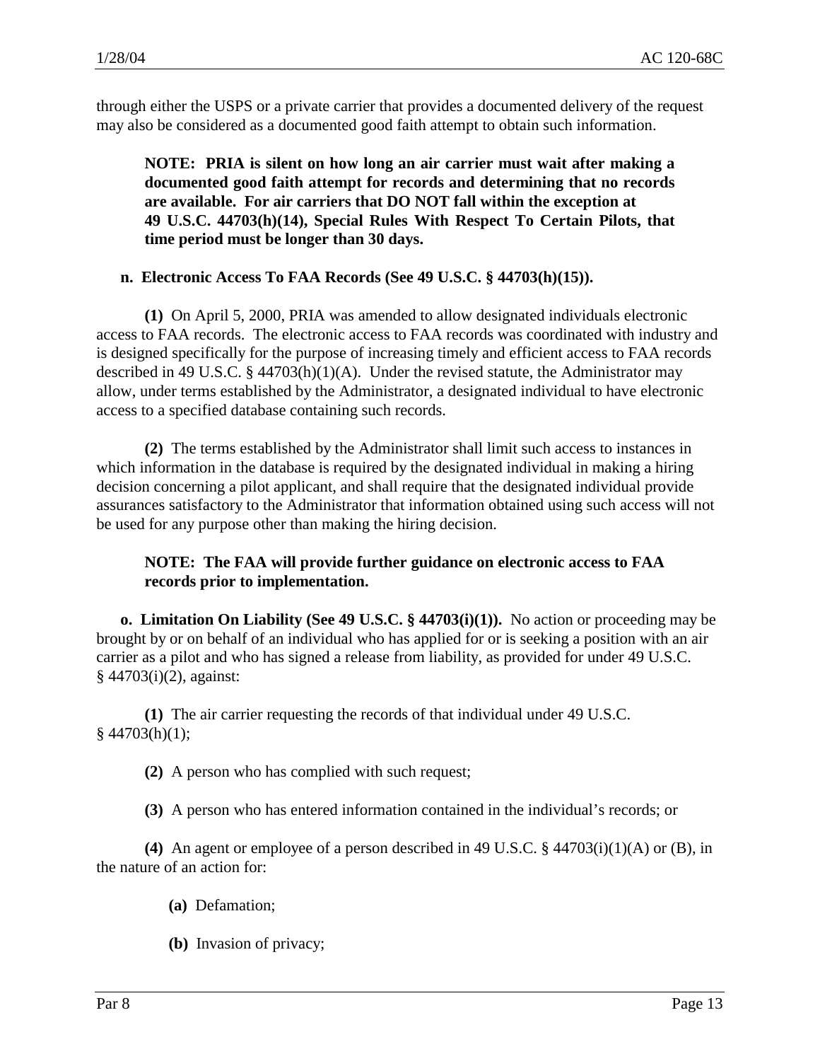through either the USPS or a private carrier that provides a documented delivery of the request may also be considered as a documented good faith attempt to obtain such information.

**NOTE: PRIA is silent on how long an air carrier must wait after making a documented good faith attempt for records and determining that no records are available. For air carriers that DO NOT fall within the exception at 49 U.S.C. 44703(h)(14), Special Rules With Respect To Certain Pilots, that time period must be longer than 30 days.**

**n. Electronic Access To FAA Records (See 49 U.S.C. § 44703(h)(15)).**

**(1)** On April 5, 2000, PRIA was amended to allow designated individuals electronic access to FAA records. The electronic access to FAA records was coordinated with industry and is designed specifically for the purpose of increasing timely and efficient access to FAA records described in 49 U.S.C. § 44703(h)(1)(A). Under the revised statute, the Administrator may allow, under terms established by the Administrator, a designated individual to have electronic access to a specified database containing such records.

**(2)** The terms established by the Administrator shall limit such access to instances in which information in the database is required by the designated individual in making a hiring decision concerning a pilot applicant, and shall require that the designated individual provide assurances satisfactory to the Administrator that information obtained using such access will not be used for any purpose other than making the hiring decision.

**NOTE: The FAA will provide further guidance on electronic access to FAA records prior to implementation.**

**o. Limitation On Liability (See 49 U.S.C. § 44703(i)(1)).** No action or proceeding may be brought by or on behalf of an individual who has applied for or is seeking a position with an air carrier as a pilot and who has signed a release from liability, as provided for under 49 U.S.C. § 44703(i)(2), against:

**(1)** The air carrier requesting the records of that individual under 49 U.S.C. § 44703(h)(1);

**(2)** A person who has complied with such request;

**(3)** A person who has entered information contained in the individual's records; or

**(4)** An agent or employee of a person described in 49 U.S.C. § 44703(i)(1)(A) or (B), in the nature of an action for:

**(a)** Defamation;

**(b)** Invasion of privacy;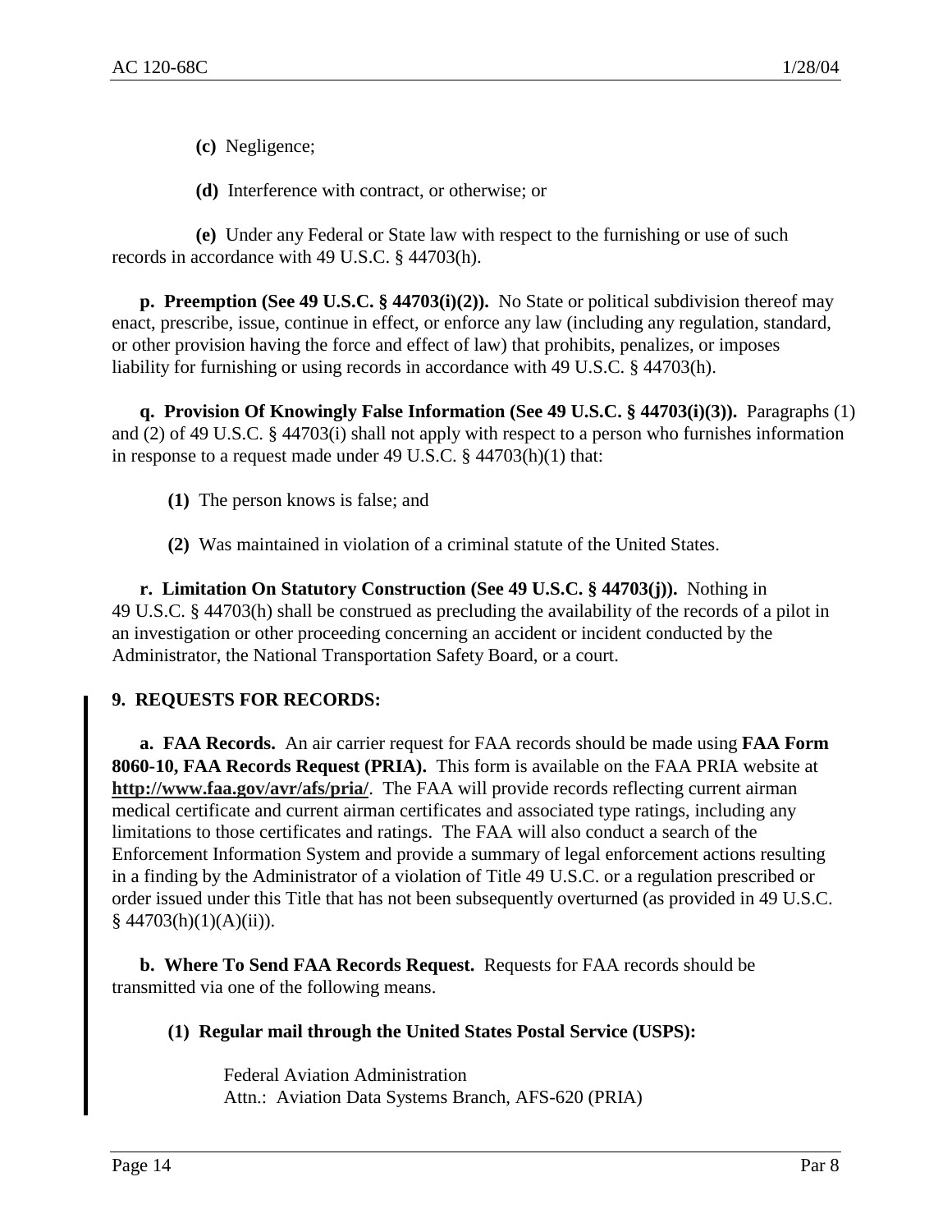**(c)** Negligence;

**(d)** Interference with contract, or otherwise; or

**(e)** Under any Federal or State law with respect to the furnishing or use of such records in accordance with 49 U.S.C. § 44703(h).

**p. Preemption (See 49 U.S.C. § 44703(i)(2)).** No State or political subdivision thereof may enact, prescribe, issue, continue in effect, or enforce any law (including any regulation, standard, or other provision having the force and effect of law) that prohibits, penalizes, or imposes liability for furnishing or using records in accordance with 49 U.S.C. § 44703(h).

**q. Provision Of Knowingly False Information (See 49 U.S.C. § 44703(i)(3)).** Paragraphs (1) and (2) of 49 U.S.C. § 44703(i) shall not apply with respect to a person who furnishes information in response to a request made under 49 U.S.C. § 44703(h)(1) that:

**(1)** The person knows is false; and

**(2)** Was maintained in violation of a criminal statute of the United States.

**r. Limitation On Statutory Construction (See 49 U.S.C. § 44703(j)).** Nothing in 49 U.S.C. § 44703(h) shall be construed as precluding the availability of the records of a pilot in an investigation or other proceeding concerning an accident or incident conducted by the Administrator, the National Transportation Safety Board, or a court.

## 9. REQUESTS FOR RECORDS:

**a. FAA Records.** An air carrier request for FAA records should be made using **FAA Form 8060-10, FAA Records Request (PRIA).** This form is available on the FAA PRIA website at **http://www.faa.gov/avr/afs/pria/**. The FAA will provide records reflecting current airman medical certificate and current airman certificates and associated type ratings, including any limitations to those certificates and ratings. The FAA will also conduct a search of the Enforcement Information System and provide a summary of legal enforcement actions resulting in a finding by the Administrator of a violation of Title 49 U.S.C. or a regulation prescribed or order issued under this Title that has not been subsequently overturned (as provided in 49 U.S.C. § 44703(h)(1)(A)(ii)).

**b. Where To Send FAA Records Request.** Requests for FAA records should be transmitted via one of the following means.

**(1) Regular mail through the United States Postal Service (USPS):**

Federal Aviation Administration
Attn.: Aviation Data Systems Branch, AFS-620 (PRIA)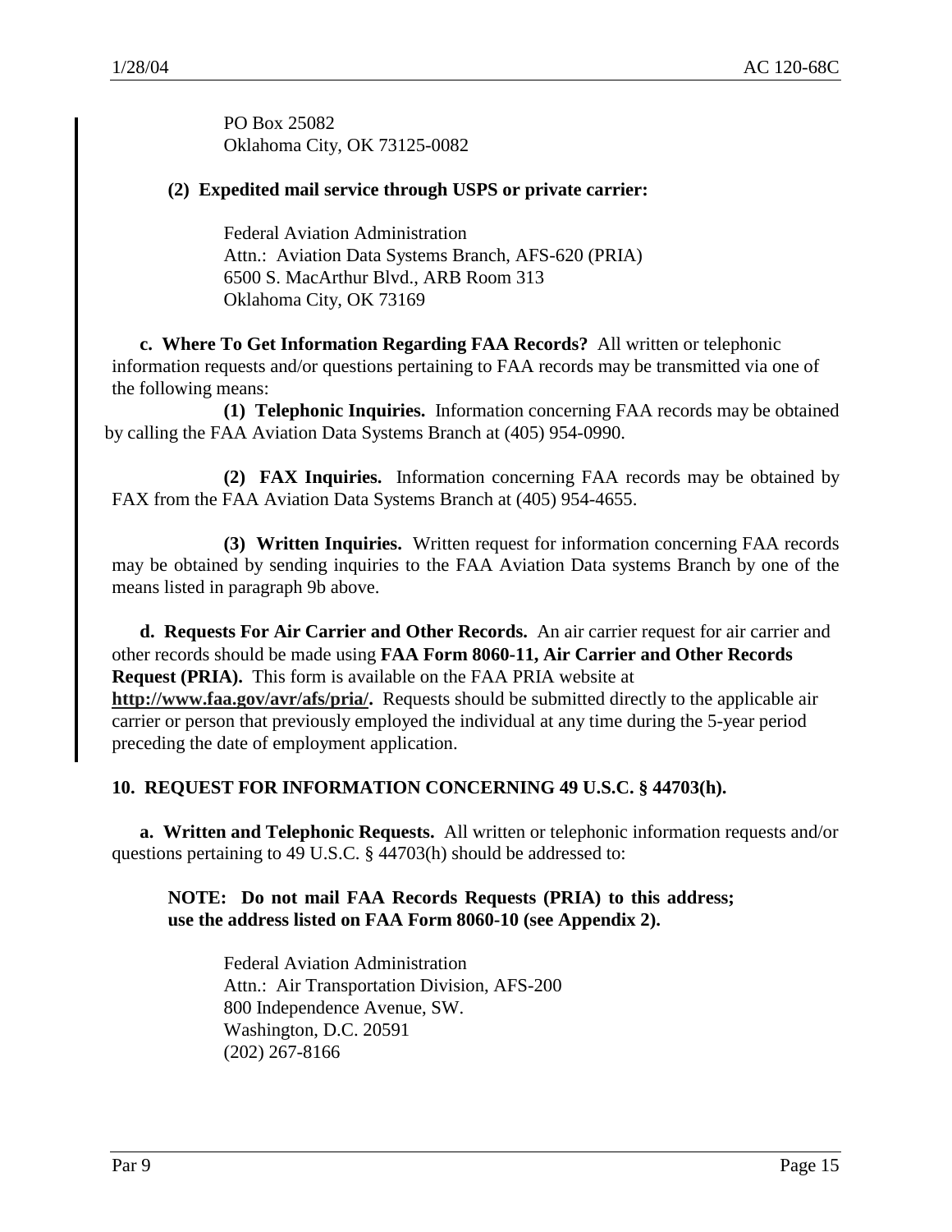PO Box 25082
Oklahoma City, OK 73125-0082

**(2) Expedited mail service through USPS or private carrier:**

Federal Aviation Administration
Attn.: Aviation Data Systems Branch, AFS-620 (PRIA)
6500 S. MacArthur Blvd., ARB Room 313
Oklahoma City, OK 73169

**c. Where To Get Information Regarding FAA Records?** All written or telephonic information requests and/or questions pertaining to FAA records may be transmitted via one of the following means:

**(1) Telephonic Inquiries.** Information concerning FAA records may be obtained by calling the FAA Aviation Data Systems Branch at (405) 954-0990.

**(2) FAX Inquiries.** Information concerning FAA records may be obtained by FAX from the FAA Aviation Data Systems Branch at (405) 954-4655.

**(3) Written Inquiries.** Written request for information concerning FAA records may be obtained by sending inquiries to the FAA Aviation Data systems Branch by one of the means listed in paragraph 9b above.

**d. Requests For Air Carrier and Other Records.** An air carrier request for air carrier and other records should be made using **FAA Form 8060-11, Air Carrier and Other Records Request (PRIA).** This form is available on the FAA PRIA website at **http://www.faa.gov/avr/afs/pria/.** Requests should be submitted directly to the applicable air carrier or person that previously employed the individual at any time during the 5-year period preceding the date of employment application.

## 10. REQUEST FOR INFORMATION CONCERNING 49 U.S.C. § 44703(h).

**a. Written and Telephonic Requests.** All written or telephonic information requests and/or questions pertaining to 49 U.S.C. § 44703(h) should be addressed to:

**NOTE: Do not mail FAA Records Requests (PRIA) to this address; use the address listed on FAA Form 8060-10 (see Appendix 2).**

Federal Aviation Administration
Attn.: Air Transportation Division, AFS-200
800 Independence Avenue, SW.
Washington, D.C. 20591
(202) 267-8166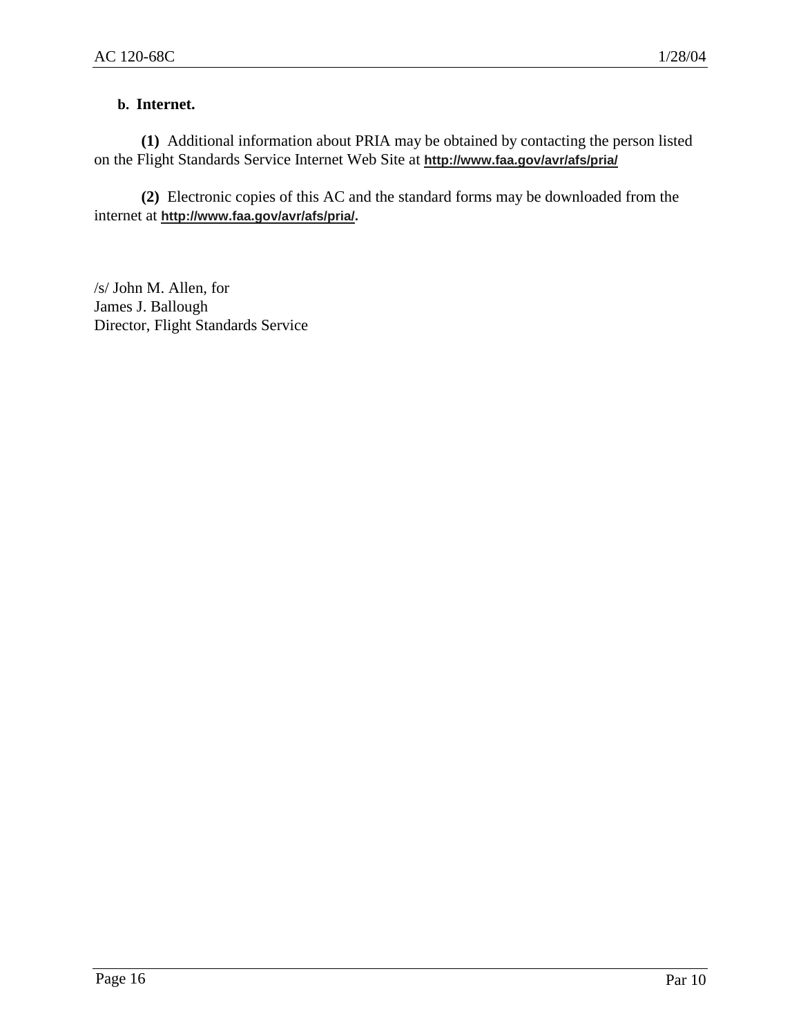**b. Internet.**

**(1)** Additional information about PRIA may be obtained by contacting the person listed on the Flight Standards Service Internet Web Site at **http://www.faa.gov/avr/afs/pria/**

**(2)** Electronic copies of this AC and the standard forms may be downloaded from the internet at **http://www.faa.gov/avr/afs/pria/.**

/s/ John M. Allen, for
James J. Ballough
Director, Flight Standards Service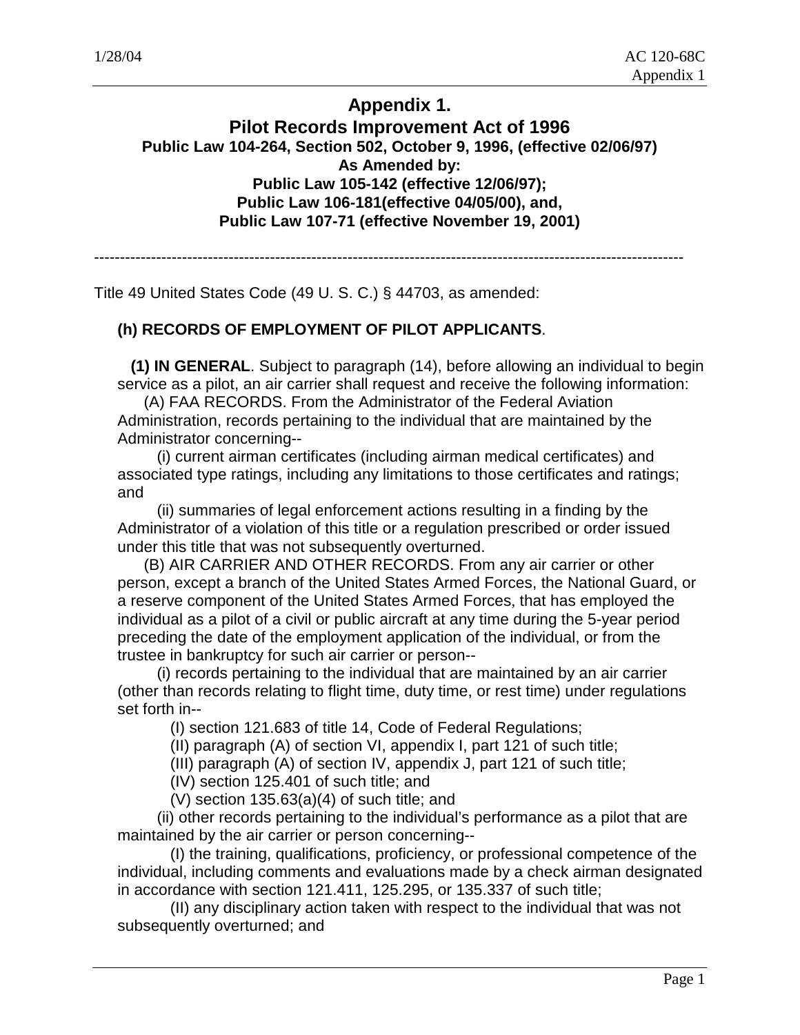# Appendix 1.

## Pilot Records Improvement Act of 1996

**Public Law 104-264, Section 502, October 9, 1996, (effective 02/06/97)**
**As Amended by:**
**Public Law 105-142 (effective 12/06/97);**
**Public Law 106-181(effective 04/05/00), and,**
**Public Law 107-71 (effective November 19, 2001)**

---

Title 49 United States Code (49 U. S. C.) § 44703, as amended:

**(h) RECORDS OF EMPLOYMENT OF PILOT APPLICANTS**.

**(1) IN GENERAL**. Subject to paragraph (14), before allowing an individual to begin service as a pilot, an air carrier shall request and receive the following information:

(A) FAA RECORDS. From the Administrator of the Federal Aviation Administration, records pertaining to the individual that are maintained by the Administrator concerning--

(i) current airman certificates (including airman medical certificates) and associated type ratings, including any limitations to those certificates and ratings; and

(ii) summaries of legal enforcement actions resulting in a finding by the Administrator of a violation of this title or a regulation prescribed or order issued under this title that was not subsequently overturned.

(B) AIR CARRIER AND OTHER RECORDS. From any air carrier or other person, except a branch of the United States Armed Forces, the National Guard, or a reserve component of the United States Armed Forces, that has employed the individual as a pilot of a civil or public aircraft at any time during the 5-year period preceding the date of the employment application of the individual, or from the trustee in bankruptcy for such air carrier or person--

(i) records pertaining to the individual that are maintained by an air carrier (other than records relating to flight time, duty time, or rest time) under regulations set forth in--

(I) section 121.683 of title 14, Code of Federal Regulations;

(II) paragraph (A) of section VI, appendix I, part 121 of such title;

(III) paragraph (A) of section IV, appendix J, part 121 of such title;

(IV) section 125.401 of such title; and

(V) section 135.63(a)(4) of such title; and

(ii) other records pertaining to the individual's performance as a pilot that are maintained by the air carrier or person concerning--

(I) the training, qualifications, proficiency, or professional competence of the individual, including comments and evaluations made by a check airman designated in accordance with section 121.411, 125.295, or 135.337 of such title;

(II) any disciplinary action taken with respect to the individual that was not subsequently overturned; and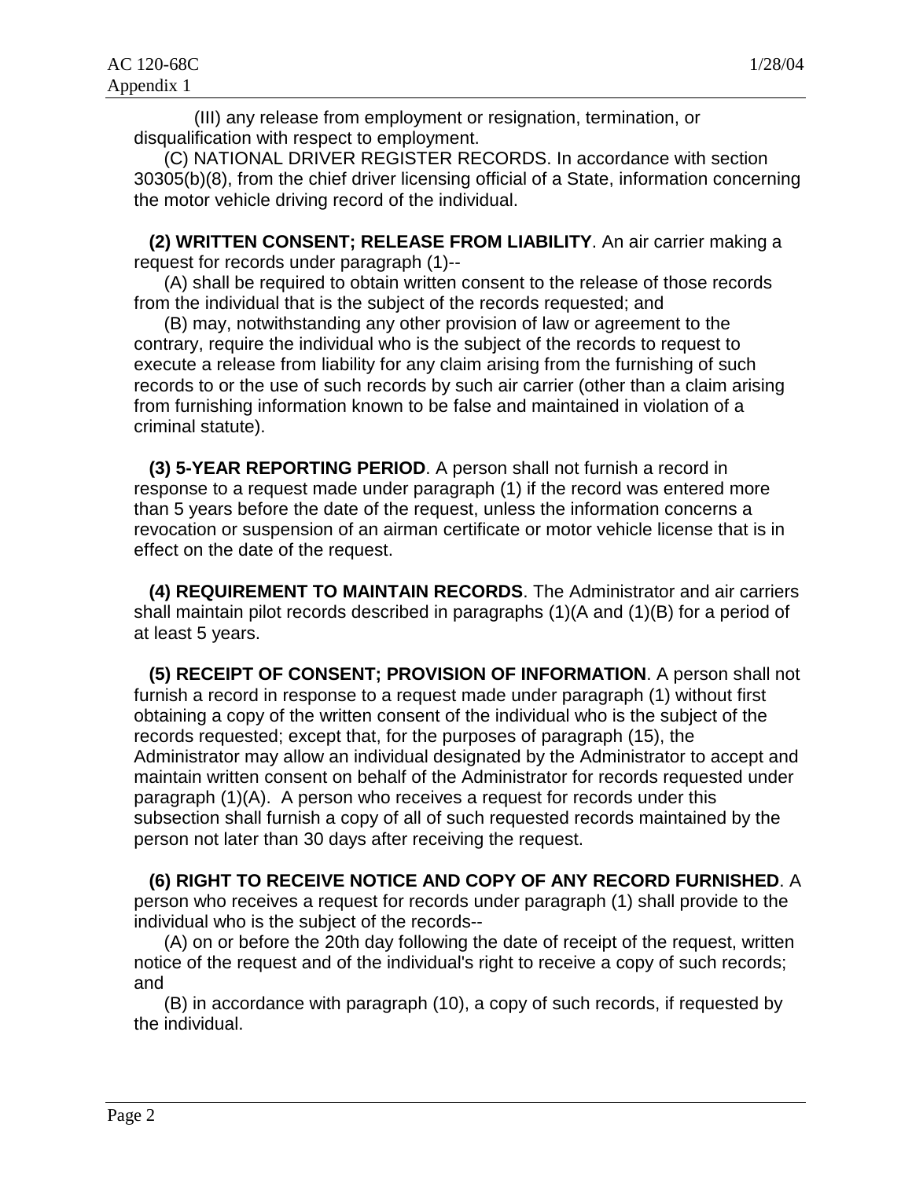(III) any release from employment or resignation, termination, or disqualification with respect to employment.

(C) NATIONAL DRIVER REGISTER RECORDS. In accordance with section 30305(b)(8), from the chief driver licensing official of a State, information concerning the motor vehicle driving record of the individual.

**(2) WRITTEN CONSENT; RELEASE FROM LIABILITY**. An air carrier making a request for records under paragraph (1)--

(A) shall be required to obtain written consent to the release of those records from the individual that is the subject of the records requested; and

(B) may, notwithstanding any other provision of law or agreement to the contrary, require the individual who is the subject of the records to request to execute a release from liability for any claim arising from the furnishing of such records to or the use of such records by such air carrier (other than a claim arising from furnishing information known to be false and maintained in violation of a criminal statute).

**(3) 5-YEAR REPORTING PERIOD**. A person shall not furnish a record in response to a request made under paragraph (1) if the record was entered more than 5 years before the date of the request, unless the information concerns a revocation or suspension of an airman certificate or motor vehicle license that is in effect on the date of the request.

**(4) REQUIREMENT TO MAINTAIN RECORDS**. The Administrator and air carriers shall maintain pilot records described in paragraphs (1)(A and (1)(B) for a period of at least 5 years.

**(5) RECEIPT OF CONSENT; PROVISION OF INFORMATION**. A person shall not furnish a record in response to a request made under paragraph (1) without first obtaining a copy of the written consent of the individual who is the subject of the records requested; except that, for the purposes of paragraph (15), the Administrator may allow an individual designated by the Administrator to accept and maintain written consent on behalf of the Administrator for records requested under paragraph (1)(A). A person who receives a request for records under this subsection shall furnish a copy of all of such requested records maintained by the person not later than 30 days after receiving the request.

**(6) RIGHT TO RECEIVE NOTICE AND COPY OF ANY RECORD FURNISHED**. A person who receives a request for records under paragraph (1) shall provide to the individual who is the subject of the records--

(A) on or before the 20th day following the date of receipt of the request, written notice of the request and of the individual's right to receive a copy of such records; and

(B) in accordance with paragraph (10), a copy of such records, if requested by the individual.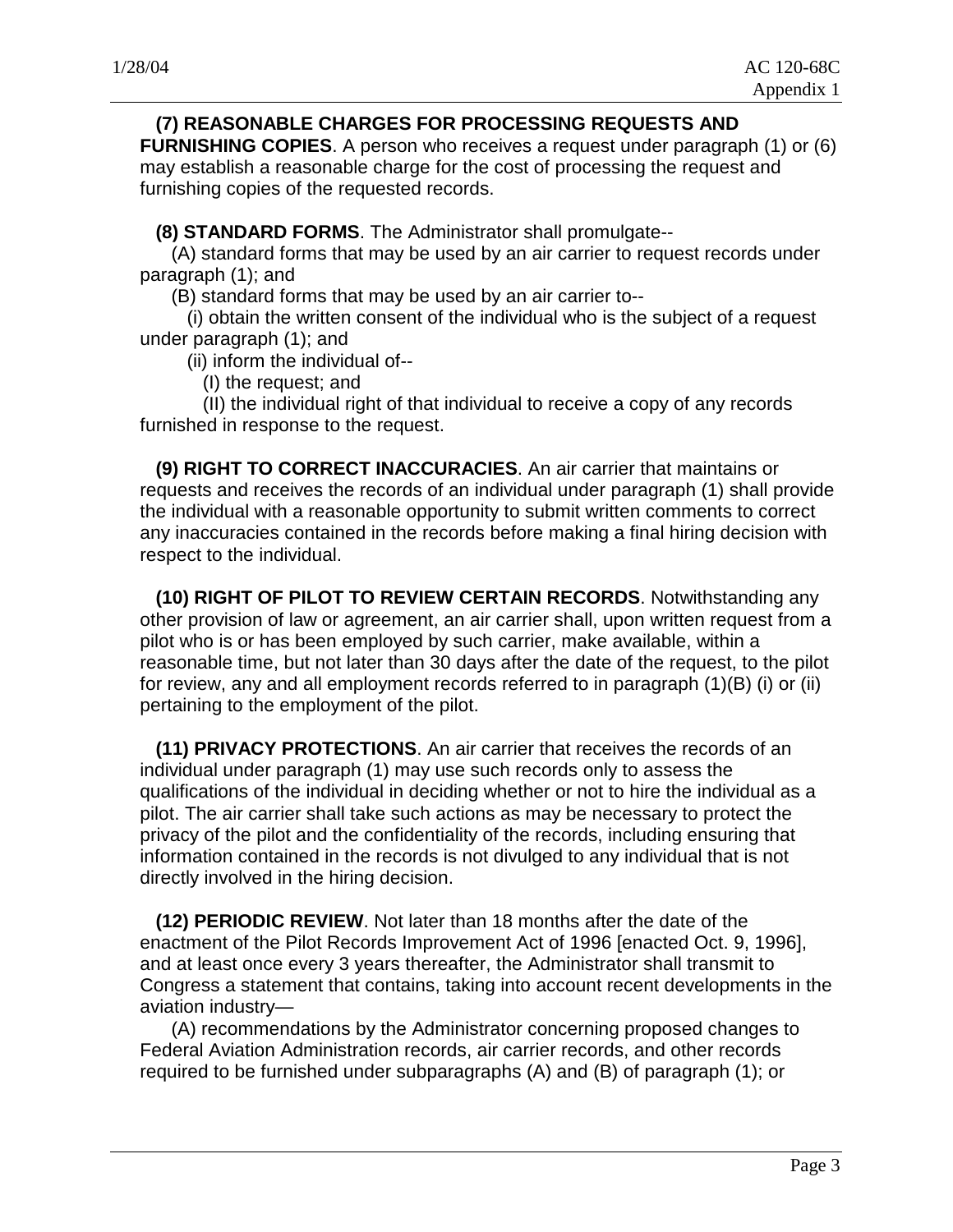**(7) REASONABLE CHARGES FOR PROCESSING REQUESTS AND FURNISHING COPIES**. A person who receives a request under paragraph (1) or (6) may establish a reasonable charge for the cost of processing the request and furnishing copies of the requested records.

**(8) STANDARD FORMS**. The Administrator shall promulgate--

(A) standard forms that may be used by an air carrier to request records under paragraph (1); and

(B) standard forms that may be used by an air carrier to--

(i) obtain the written consent of the individual who is the subject of a request under paragraph (1); and

(ii) inform the individual of--

(I) the request; and

(II) the individual right of that individual to receive a copy of any records furnished in response to the request.

**(9) RIGHT TO CORRECT INACCURACIES**. An air carrier that maintains or requests and receives the records of an individual under paragraph (1) shall provide the individual with a reasonable opportunity to submit written comments to correct any inaccuracies contained in the records before making a final hiring decision with respect to the individual.

**(10) RIGHT OF PILOT TO REVIEW CERTAIN RECORDS**. Notwithstanding any other provision of law or agreement, an air carrier shall, upon written request from a pilot who is or has been employed by such carrier, make available, within a reasonable time, but not later than 30 days after the date of the request, to the pilot for review, any and all employment records referred to in paragraph (1)(B) (i) or (ii) pertaining to the employment of the pilot.

**(11) PRIVACY PROTECTIONS**. An air carrier that receives the records of an individual under paragraph (1) may use such records only to assess the qualifications of the individual in deciding whether or not to hire the individual as a pilot. The air carrier shall take such actions as may be necessary to protect the privacy of the pilot and the confidentiality of the records, including ensuring that information contained in the records is not divulged to any individual that is not directly involved in the hiring decision.

**(12) PERIODIC REVIEW**. Not later than 18 months after the date of the enactment of the Pilot Records Improvement Act of 1996 [enacted Oct. 9, 1996], and at least once every 3 years thereafter, the Administrator shall transmit to Congress a statement that contains, taking into account recent developments in the aviation industry—

(A) recommendations by the Administrator concerning proposed changes to Federal Aviation Administration records, air carrier records, and other records required to be furnished under subparagraphs (A) and (B) of paragraph (1); or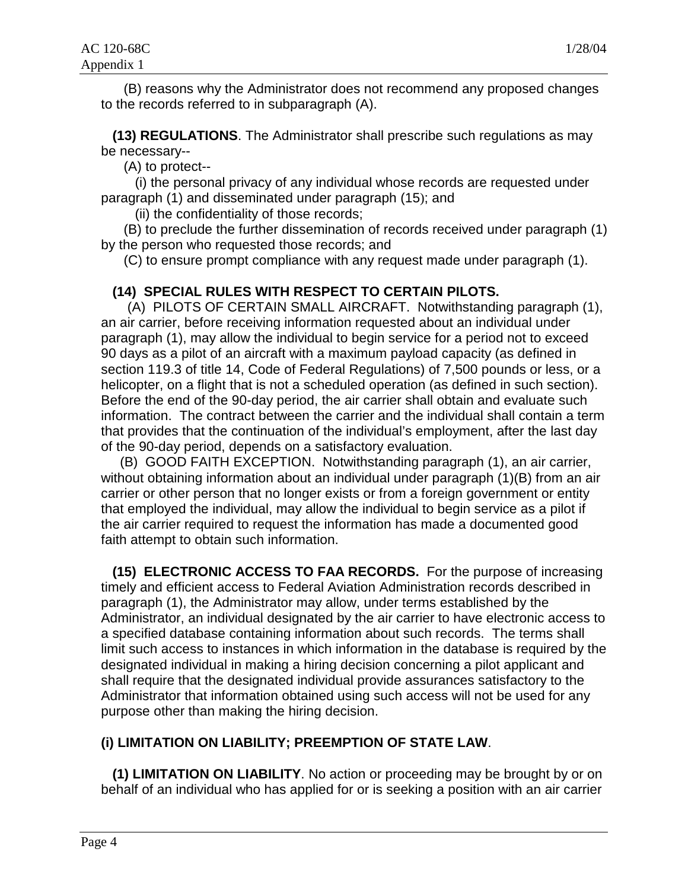(B) reasons why the Administrator does not recommend any proposed changes to the records referred to in subparagraph (A).

**(13) REGULATIONS**. The Administrator shall prescribe such regulations as may be necessary--

(A) to protect--

(i) the personal privacy of any individual whose records are requested under paragraph (1) and disseminated under paragraph (15); and

(ii) the confidentiality of those records;

(B) to preclude the further dissemination of records received under paragraph (1) by the person who requested those records; and

(C) to ensure prompt compliance with any request made under paragraph (1).

**(14) SPECIAL RULES WITH RESPECT TO CERTAIN PILOTS.**

(A) PILOTS OF CERTAIN SMALL AIRCRAFT. Notwithstanding paragraph (1), an air carrier, before receiving information requested about an individual under paragraph (1), may allow the individual to begin service for a period not to exceed 90 days as a pilot of an aircraft with a maximum payload capacity (as defined in section 119.3 of title 14, Code of Federal Regulations) of 7,500 pounds or less, or a helicopter, on a flight that is not a scheduled operation (as defined in such section). Before the end of the 90-day period, the air carrier shall obtain and evaluate such information. The contract between the carrier and the individual shall contain a term that provides that the continuation of the individual's employment, after the last day of the 90-day period, depends on a satisfactory evaluation.

(B) GOOD FAITH EXCEPTION. Notwithstanding paragraph (1), an air carrier, without obtaining information about an individual under paragraph (1)(B) from an air carrier or other person that no longer exists or from a foreign government or entity that employed the individual, may allow the individual to begin service as a pilot if the air carrier required to request the information has made a documented good faith attempt to obtain such information.

**(15) ELECTRONIC ACCESS TO FAA RECORDS.** For the purpose of increasing timely and efficient access to Federal Aviation Administration records described in paragraph (1), the Administrator may allow, under terms established by the Administrator, an individual designated by the air carrier to have electronic access to a specified database containing information about such records. The terms shall limit such access to instances in which information in the database is required by the designated individual in making a hiring decision concerning a pilot applicant and shall require that the designated individual provide assurances satisfactory to the Administrator that information obtained using such access will not be used for any purpose other than making the hiring decision.

**(i) LIMITATION ON LIABILITY; PREEMPTION OF STATE LAW**.

**(1) LIMITATION ON LIABILITY**. No action or proceeding may be brought by or on behalf of an individual who has applied for or is seeking a position with an air carrier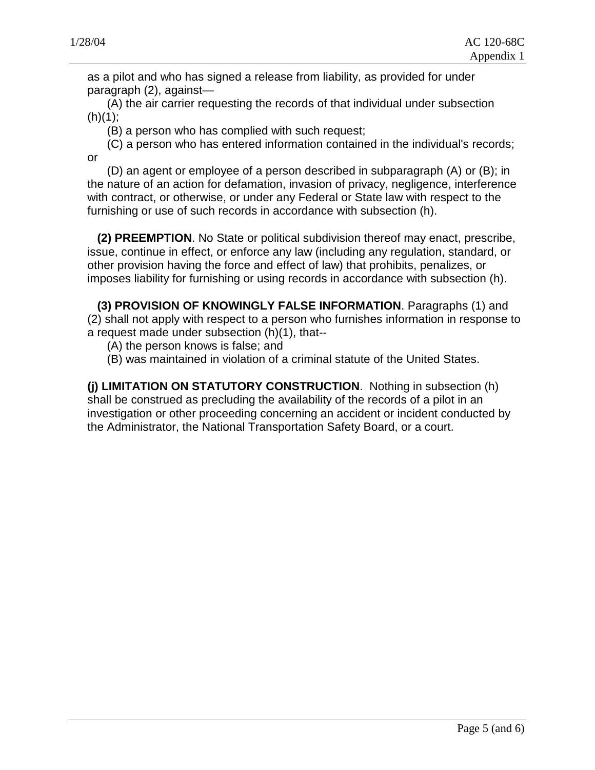as a pilot and who has signed a release from liability, as provided for under paragraph (2), against—

(A) the air carrier requesting the records of that individual under subsection (h)(1);

(B) a person who has complied with such request;

(C) a person who has entered information contained in the individual's records; or

(D) an agent or employee of a person described in subparagraph (A) or (B); in the nature of an action for defamation, invasion of privacy, negligence, interference with contract, or otherwise, or under any Federal or State law with respect to the furnishing or use of such records in accordance with subsection (h).

**(2) PREEMPTION**. No State or political subdivision thereof may enact, prescribe, issue, continue in effect, or enforce any law (including any regulation, standard, or other provision having the force and effect of law) that prohibits, penalizes, or imposes liability for furnishing or using records in accordance with subsection (h).

**(3) PROVISION OF KNOWINGLY FALSE INFORMATION**. Paragraphs (1) and (2) shall not apply with respect to a person who furnishes information in response to a request made under subsection (h)(1), that--

(A) the person knows is false; and

(B) was maintained in violation of a criminal statute of the United States.

**(j) LIMITATION ON STATUTORY CONSTRUCTION**. Nothing in subsection (h) shall be construed as precluding the availability of the records of a pilot in an investigation or other proceeding concerning an accident or incident conducted by the Administrator, the National Transportation Safety Board, or a court.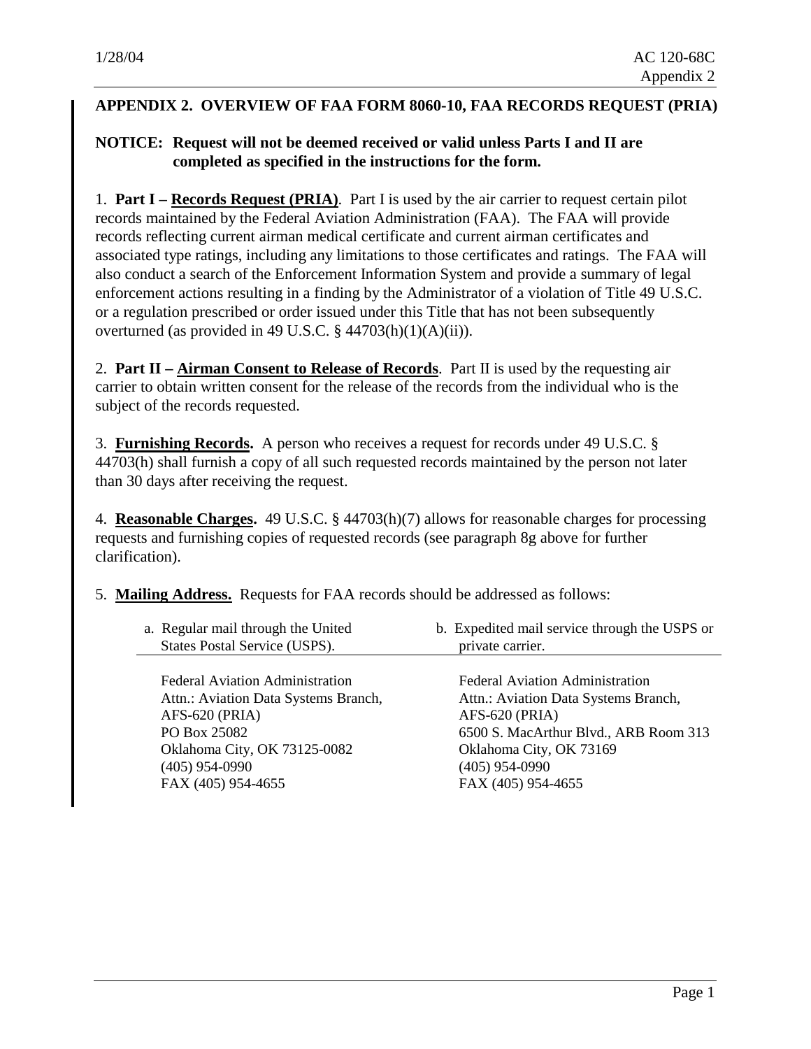## APPENDIX 2. OVERVIEW OF FAA FORM 8060-10, FAA RECORDS REQUEST (PRIA)

**NOTICE: Request will not be deemed received or valid unless Parts I and II are completed as specified in the instructions for the form.**

1. **Part I – <u>Records Request (PRIA)</u>**. Part I is used by the air carrier to request certain pilot records maintained by the Federal Aviation Administration (FAA). The FAA will provide records reflecting current airman medical certificate and current airman certificates and associated type ratings, including any limitations to those certificates and ratings. The FAA will also conduct a search of the Enforcement Information System and provide a summary of legal enforcement actions resulting in a finding by the Administrator of a violation of Title 49 U.S.C. or a regulation prescribed or order issued under this Title that has not been subsequently overturned (as provided in 49 U.S.C. § 44703(h)(1)(A)(ii)).

2. **Part II – <u>Airman Consent to Release of Records</u>**. Part II is used by the requesting air carrier to obtain written consent for the release of the records from the individual who is the subject of the records requested.

3. **<u>Furnishing Records</u>.** A person who receives a request for records under 49 U.S.C. § 44703(h) shall furnish a copy of all such requested records maintained by the person not later than 30 days after receiving the request.

4. **<u>Reasonable Charges</u>.** 49 U.S.C. § 44703(h)(7) allows for reasonable charges for processing requests and furnishing copies of requested records (see paragraph 8g above for further clarification).

5. **<u>Mailing Address.</u>** Requests for FAA records should be addressed as follows:

| a. Regular mail through the United States Postal Service (USPS). | b. Expedited mail service through the USPS or private carrier. |
|---|---|
| Federal Aviation Administration<br>Attn.: Aviation Data Systems Branch,<br>AFS-620 (PRIA)<br>PO Box 25082<br>Oklahoma City, OK 73125-0082<br>(405) 954-0990<br>FAX (405) 954-4655 | Federal Aviation Administration<br>Attn.: Aviation Data Systems Branch,<br>AFS-620 (PRIA)<br>6500 S. MacArthur Blvd., ARB Room 313<br>Oklahoma City, OK 73169<br>(405) 954-0990<br>FAX (405) 954-4655 |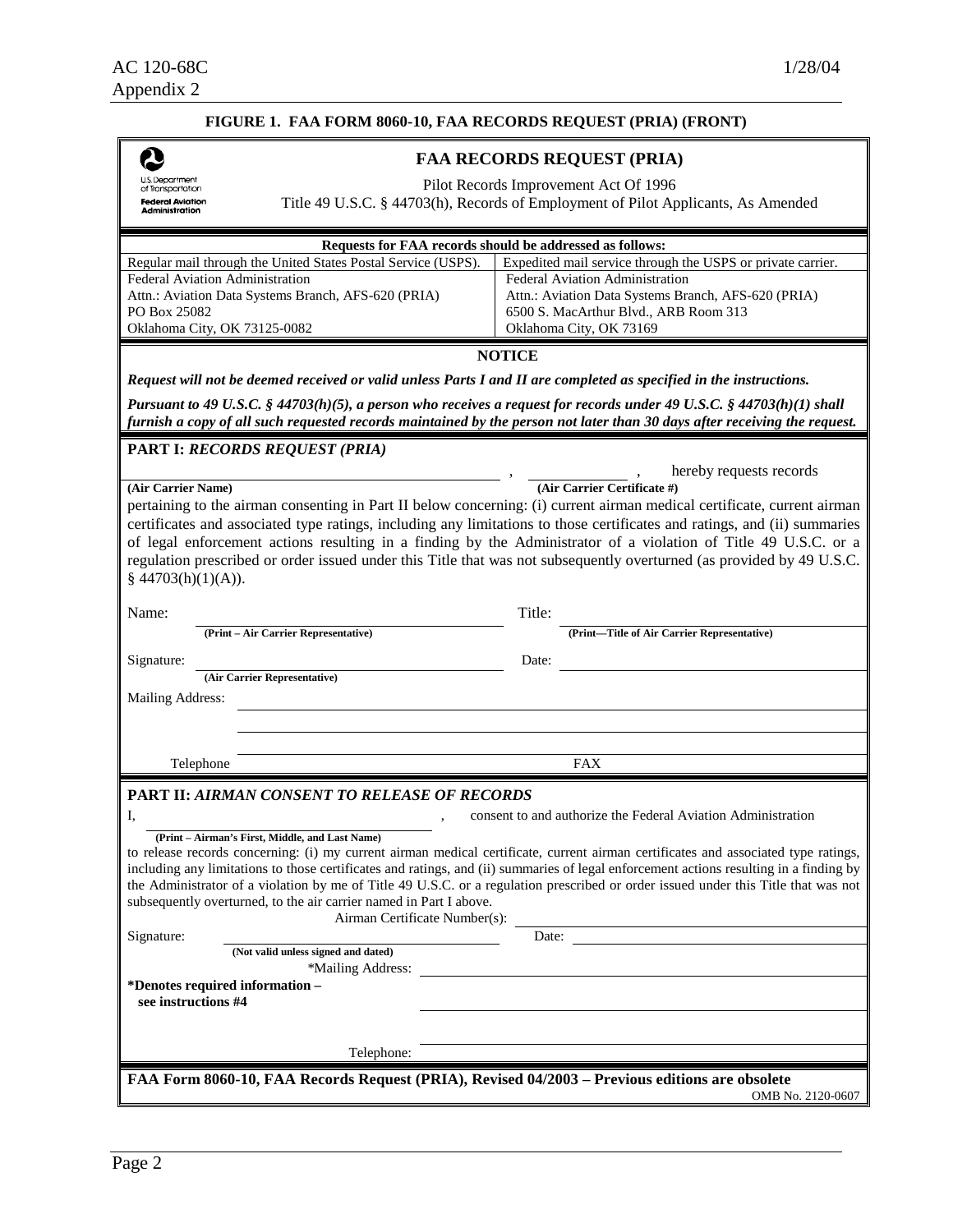**FIGURE 1. FAA FORM 8060-10, FAA RECORDS REQUEST (PRIA) (FRONT)**

U.S. Department of Transportation
**Federal Aviation Administration**

## FAA RECORDS REQUEST (PRIA)

Pilot Records Improvement Act Of 1996
Title 49 U.S.C. § 44703(h), Records of Employment of Pilot Applicants, As Amended

**Requests for FAA records should be addressed as follows:**

| Regular mail through the United States Postal Service (USPS). | Expedited mail service through the USPS or private carrier. |
|---|---|
| Federal Aviation Administration<br>Attn.: Aviation Data Systems Branch, AFS-620 (PRIA)<br>PO Box 25082<br>Oklahoma City, OK 73125-0082 | Federal Aviation Administration<br>Attn.: Aviation Data Systems Branch, AFS-620 (PRIA)<br>6500 S. MacArthur Blvd., ARB Room 313<br>Oklahoma City, OK 73169 |

**NOTICE**

***Request will not be deemed received or valid unless Parts I and II are completed as specified in the instructions.***

***Pursuant to 49 U.S.C. § 44703(h)(5), a person who receives a request for records under 49 U.S.C. § 44703(h)(1) shall furnish a copy of all such requested records maintained by the person not later than 30 days after receiving the request.***

**PART I:** ***RECORDS REQUEST (PRIA)***

______________________________ , ______________ , hereby requests records
**(Air Carrier Name)** **(Air Carrier Certificate #)**

pertaining to the airman consenting in Part II below concerning: (i) current airman medical certificate, current airman certificates and associated type ratings, including any limitations to those certificates and ratings, and (ii) summaries of legal enforcement actions resulting in a finding by the Administrator of a violation of Title 49 U.S.C. or a regulation prescribed or order issued under this Title that was not subsequently overturned (as provided by 49 U.S.C. § 44703(h)(1)(A)).

Name: ______________________________ Title: ______________________________
**(Print – Air Carrier Representative)** **(Print—Title of Air Carrier Representative)**

Signature: ______________________________ Date: ______________________________
**(Air Carrier Representative)**

Mailing Address: ______________________________

Telephone ______________________________ FAX ______________________________

**PART II:** ***AIRMAN CONSENT TO RELEASE OF RECORDS***

I, ______________________________ , consent to and authorize the Federal Aviation Administration
**(Print – Airman's First, Middle, and Last Name)**

to release records concerning: (i) my current airman medical certificate, current airman certificates and associated type ratings, including any limitations to those certificates and ratings, and (ii) summaries of legal enforcement actions resulting in a finding by the Administrator of a violation by me of Title 49 U.S.C. or a regulation prescribed or order issued under this Title that was not subsequently overturned, to the air carrier named in Part I above.

Airman Certificate Number(s): ______________________________

Signature: ______________________________ Date: ______________________________
**(Not valid unless signed and dated)**

*Mailing Address: ______________________________

**\*Denotes required information – see instructions #4**

Telephone: ______________________________

**FAA Form 8060-10, FAA Records Request (PRIA), Revised 04/2003 – Previous editions are obsolete**

OMB No. 2120-0607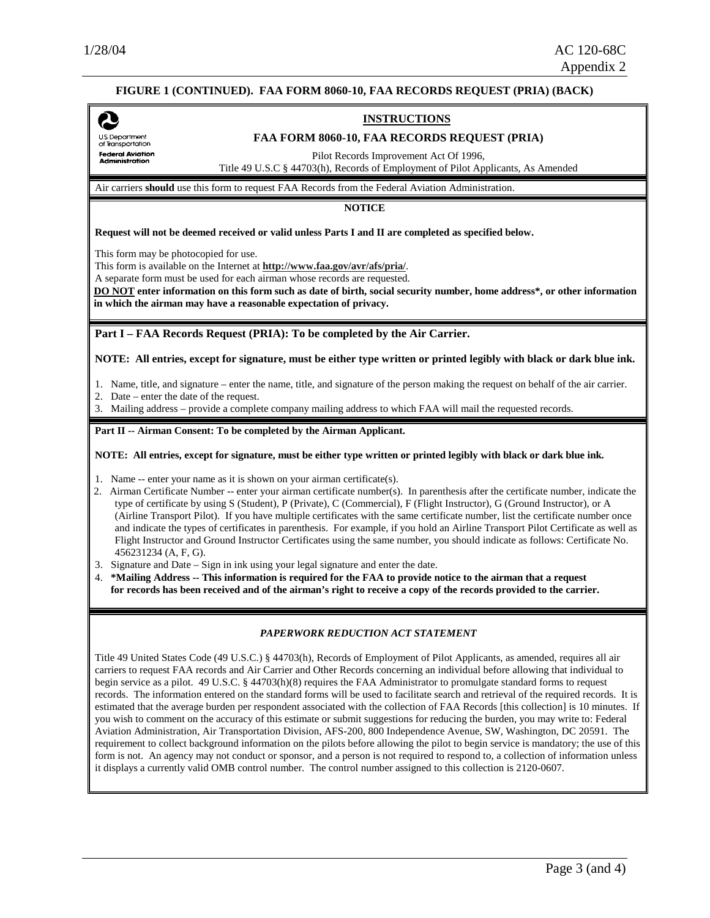**FIGURE 1 (CONTINUED). FAA FORM 8060-10, FAA RECORDS REQUEST (PRIA) (BACK)**

U.S. Department of Transportation
**Federal Aviation Administration**

## INSTRUCTIONS

**FAA FORM 8060-10, FAA RECORDS REQUEST (PRIA)**

Pilot Records Improvement Act Of 1996,
Title 49 U.S.C § 44703(h), Records of Employment of Pilot Applicants, As Amended

Air carriers **should** use this form to request FAA Records from the Federal Aviation Administration.

**NOTICE**

**Request will not be deemed received or valid unless Parts I and II are completed as specified below.**

This form may be photocopied for use.
This form is available on the Internet at **http://www.faa.gov/avr/afs/pria/**.
A separate form must be used for each airman whose records are requested.
**DO NOT enter information on this form such as date of birth, social security number, home address*, or other information in which the airman may have a reasonable expectation of privacy.**

### Part I – FAA Records Request (PRIA): To be completed by the Air Carrier.

**NOTE: All entries, except for signature, must be either type written or printed legibly with black or dark blue ink.**

1. Name, title, and signature – enter the name, title, and signature of the person making the request on behalf of the air carrier.
2. Date – enter the date of the request.
3. Mailing address – provide a complete company mailing address to which FAA will mail the requested records.

### Part II -- Airman Consent: To be completed by the Airman Applicant.

**NOTE: All entries, except for signature, must be either type written or printed legibly with black or dark blue ink.**

1. Name -- enter your name as it is shown on your airman certificate(s).
2. Airman Certificate Number -- enter your airman certificate number(s). In parenthesis after the certificate number, indicate the type of certificate by using S (Student), P (Private), C (Commercial), F (Flight Instructor), G (Ground Instructor), or A (Airline Transport Pilot). If you have multiple certificates with the same certificate number, list the certificate number once and indicate the types of certificates in parenthesis. For example, if you hold an Airline Transport Pilot Certificate as well as Flight Instructor and Ground Instructor Certificates using the same number, you should indicate as follows: Certificate No. 456231234 (A, F, G).
3. Signature and Date – Sign in ink using your legal signature and enter the date.
4. **\*Mailing Address -- This information is required for the FAA to provide notice to the airman that a request for records has been received and of the airman's right to receive a copy of the records provided to the carrier.**

***PAPERWORK REDUCTION ACT STATEMENT***

Title 49 United States Code (49 U.S.C.) § 44703(h), Records of Employment of Pilot Applicants, as amended, requires all air carriers to request FAA records and Air Carrier and Other Records concerning an individual before allowing that individual to begin service as a pilot. 49 U.S.C. § 44703(h)(8) requires the FAA Administrator to promulgate standard forms to request records. The information entered on the standard forms will be used to facilitate search and retrieval of the required records. It is estimated that the average burden per respondent associated with the collection of FAA Records [this collection] is 10 minutes. If you wish to comment on the accuracy of this estimate or submit suggestions for reducing the burden, you may write to: Federal Aviation Administration, Air Transportation Division, AFS-200, 800 Independence Avenue, SW, Washington, DC 20591. The requirement to collect background information on the pilots before allowing the pilot to begin service is mandatory; the use of this form is not. An agency may not conduct or sponsor, and a person is not required to respond to, a collection of information unless it displays a currently valid OMB control number. The control number assigned to this collection is 2120-0607.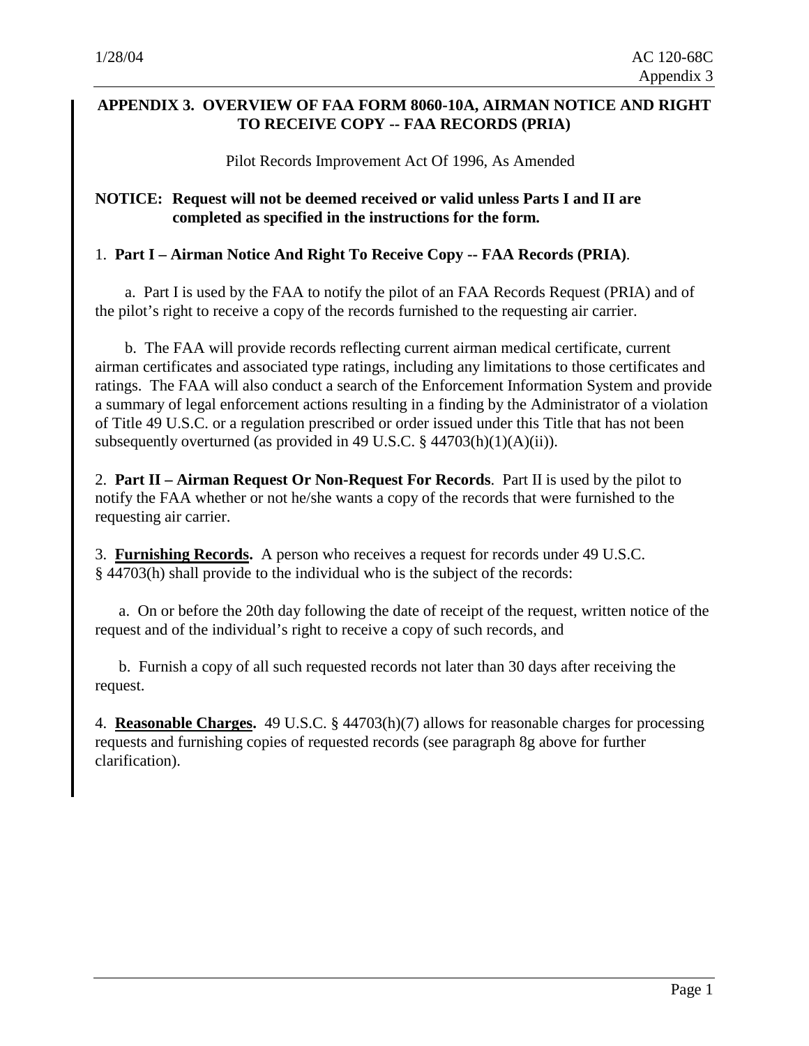## APPENDIX 3. OVERVIEW OF FAA FORM 8060-10A, AIRMAN NOTICE AND RIGHT TO RECEIVE COPY -- FAA RECORDS (PRIA)

Pilot Records Improvement Act Of 1996, As Amended

**NOTICE: Request will not be deemed received or valid unless Parts I and II are completed as specified in the instructions for the form.**

1. **Part I – Airman Notice And Right To Receive Copy -- FAA Records (PRIA)**.

a. Part I is used by the FAA to notify the pilot of an FAA Records Request (PRIA) and of the pilot's right to receive a copy of the records furnished to the requesting air carrier.

b. The FAA will provide records reflecting current airman medical certificate, current airman certificates and associated type ratings, including any limitations to those certificates and ratings. The FAA will also conduct a search of the Enforcement Information System and provide a summary of legal enforcement actions resulting in a finding by the Administrator of a violation of Title 49 U.S.C. or a regulation prescribed or order issued under this Title that has not been subsequently overturned (as provided in 49 U.S.C. § 44703(h)(1)(A)(ii)).

2. **Part II – Airman Request Or Non-Request For Records**. Part II is used by the pilot to notify the FAA whether or not he/she wants a copy of the records that were furnished to the requesting air carrier.

3. **Furnishing Records.** A person who receives a request for records under 49 U.S.C. § 44703(h) shall provide to the individual who is the subject of the records:

a. On or before the 20th day following the date of receipt of the request, written notice of the request and of the individual's right to receive a copy of such records, and

b. Furnish a copy of all such requested records not later than 30 days after receiving the request.

4. **Reasonable Charges.** 49 U.S.C. § 44703(h)(7) allows for reasonable charges for processing requests and furnishing copies of requested records (see paragraph 8g above for further clarification).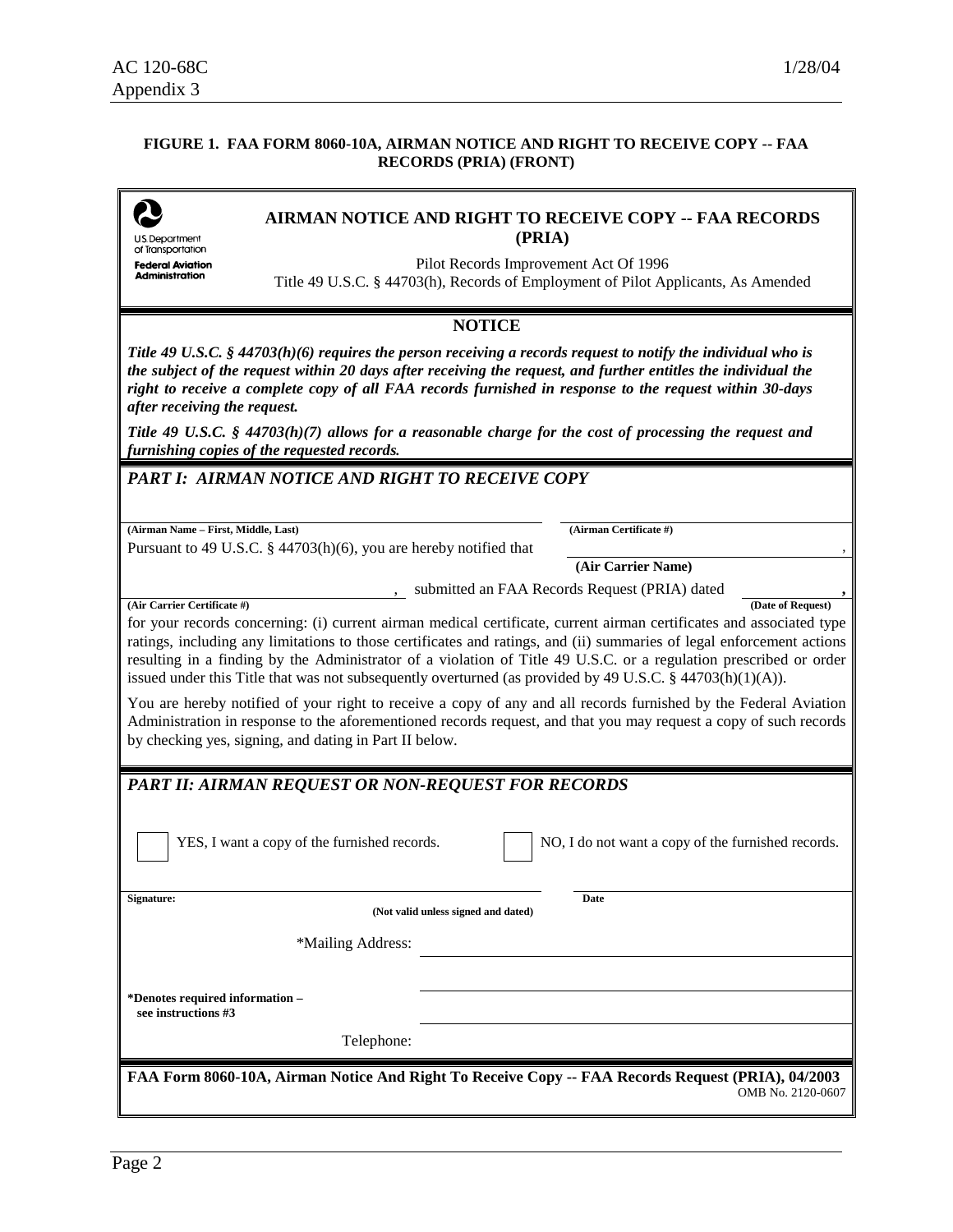**FIGURE 1. FAA FORM 8060-10A, AIRMAN NOTICE AND RIGHT TO RECEIVE COPY -- FAA RECORDS (PRIA) (FRONT)**

U.S. Department of Transportation
**Federal Aviation Administration**

## AIRMAN NOTICE AND RIGHT TO RECEIVE COPY -- FAA RECORDS (PRIA)

Pilot Records Improvement Act Of 1996

Title 49 U.S.C. § 44703(h), Records of Employment of Pilot Applicants, As Amended

### NOTICE

***Title 49 U.S.C. § 44703(h)(6) requires the person receiving a records request to notify the individual who is the subject of the request within 20 days after receiving the request, and further entitles the individual the right to receive a complete copy of all FAA records furnished in response to the request within 30-days after receiving the request.***

***Title 49 U.S.C. § 44703(h)(7) allows for a reasonable charge for the cost of processing the request and furnishing copies of the requested records.***

### *PART I: AIRMAN NOTICE AND RIGHT TO RECEIVE COPY*

______________________________ **(Airman Name – First, Middle, Last)** ______________________________ **(Airman Certificate #)**

Pursuant to 49 U.S.C. § 44703(h)(6), you are hereby notified that ______________________________ **(Air Carrier Name)**,

______________________________ **(Air Carrier Certificate #)**, submitted an FAA Records Request (PRIA) dated ______________ **(Date of Request)**,

for your records concerning: (i) current airman medical certificate, current airman certificates and associated type ratings, including any limitations to those certificates and ratings, and (ii) summaries of legal enforcement actions resulting in a finding by the Administrator of a violation of Title 49 U.S.C. or a regulation prescribed or order issued under this Title that was not subsequently overturned (as provided by 49 U.S.C. § 44703(h)(1)(A)).

You are hereby notified of your right to receive a copy of any and all records furnished by the Federal Aviation Administration in response to the aforementioned records request, and that you may request a copy of such records by checking yes, signing, and dating in Part II below.

### *PART II: AIRMAN REQUEST OR NON-REQUEST FOR RECORDS*

☐ YES, I want a copy of the furnished records. ☐ NO, I do not want a copy of the furnished records.

**Signature:** ______________________________ **(Not valid unless signed and dated)** **Date** ______________

*Mailing Address: ______________________________

______________________________

______________________________

**\*Denotes required information – see instructions #3**

Telephone: ______________________________

**FAA Form 8060-10A, Airman Notice And Right To Receive Copy -- FAA Records Request (PRIA), 04/2003**

OMB No. 2120-0607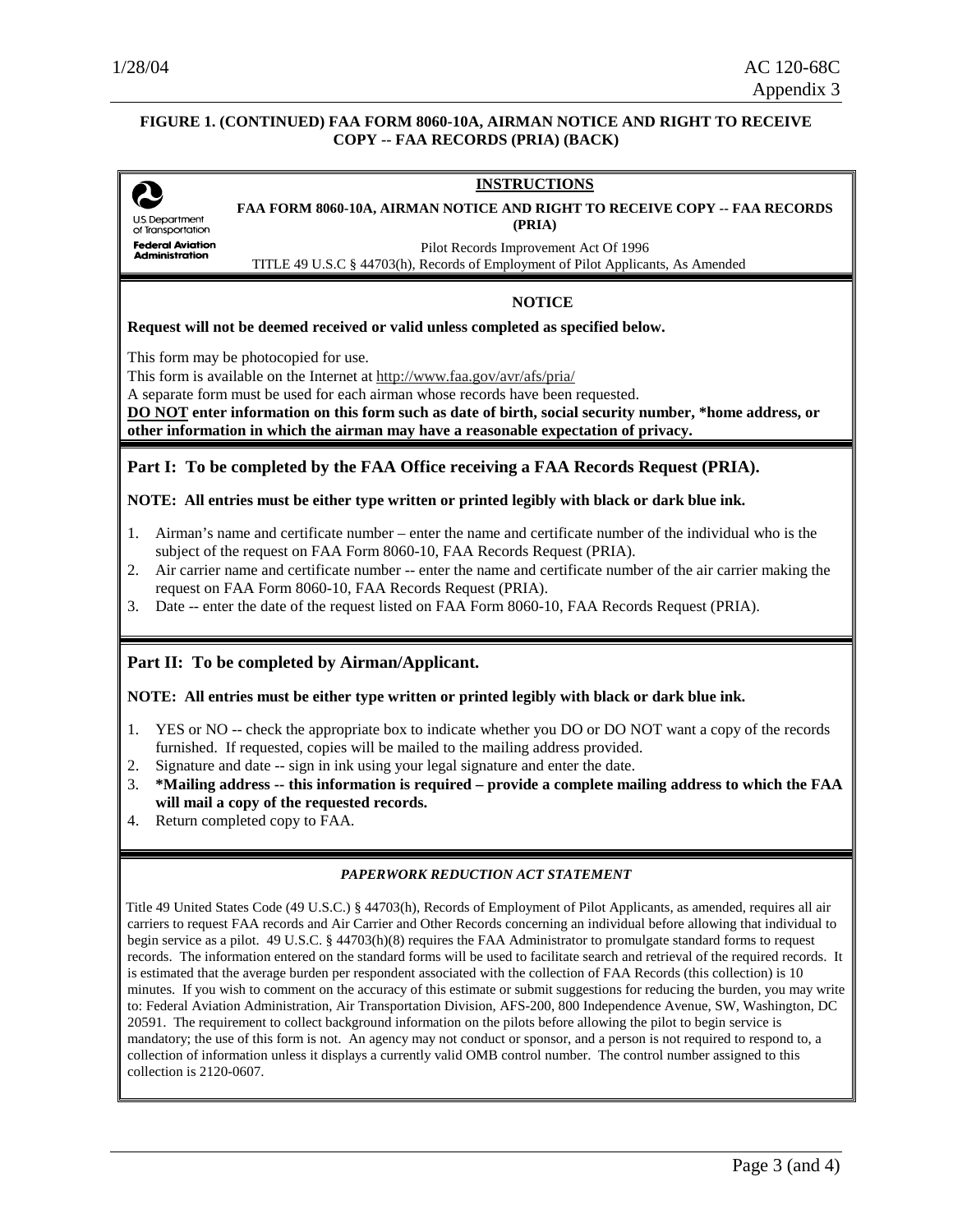**FIGURE 1. (CONTINUED) FAA FORM 8060-10A, AIRMAN NOTICE AND RIGHT TO RECEIVE COPY -- FAA RECORDS (PRIA) (BACK)**

U.S. Department of Transportation
**Federal Aviation Administration**

## INSTRUCTIONS

**FAA FORM 8060-10A, AIRMAN NOTICE AND RIGHT TO RECEIVE COPY -- FAA RECORDS (PRIA)**

Pilot Records Improvement Act Of 1996
TITLE 49 U.S.C § 44703(h), Records of Employment of Pilot Applicants, As Amended

### NOTICE

**Request will not be deemed received or valid unless completed as specified below.**

This form may be photocopied for use.
This form is available on the Internet at http://www.faa.gov/avr/afs/pria/
A separate form must be used for each airman whose records have been requested.
**DO NOT enter information on this form such as date of birth, social security number, *home address, or other information in which the airman may have a reasonable expectation of privacy.**

### Part I: To be completed by the FAA Office receiving a FAA Records Request (PRIA).

**NOTE: All entries must be either type written or printed legibly with black or dark blue ink.**

1. Airman's name and certificate number – enter the name and certificate number of the individual who is the subject of the request on FAA Form 8060-10, FAA Records Request (PRIA).
2. Air carrier name and certificate number -- enter the name and certificate number of the air carrier making the request on FAA Form 8060-10, FAA Records Request (PRIA).
3. Date -- enter the date of the request listed on FAA Form 8060-10, FAA Records Request (PRIA).

### Part II: To be completed by Airman/Applicant.

**NOTE: All entries must be either type written or printed legibly with black or dark blue ink.**

1. YES or NO -- check the appropriate box to indicate whether you DO or DO NOT want a copy of the records furnished. If requested, copies will be mailed to the mailing address provided.
2. Signature and date -- sign in ink using your legal signature and enter the date.
3. ***Mailing address -- this information is required – provide a complete mailing address to which the FAA will mail a copy of the requested records.**
4. Return completed copy to FAA.

### *PAPERWORK REDUCTION ACT STATEMENT*

Title 49 United States Code (49 U.S.C.) § 44703(h), Records of Employment of Pilot Applicants, as amended, requires all air carriers to request FAA records and Air Carrier and Other Records concerning an individual before allowing that individual to begin service as a pilot. 49 U.S.C. § 44703(h)(8) requires the FAA Administrator to promulgate standard forms to request records. The information entered on the standard forms will be used to facilitate search and retrieval of the required records. It is estimated that the average burden per respondent associated with the collection of FAA Records (this collection) is 10 minutes. If you wish to comment on the accuracy of this estimate or submit suggestions for reducing the burden, you may write to: Federal Aviation Administration, Air Transportation Division, AFS-200, 800 Independence Avenue, SW, Washington, DC 20591. The requirement to collect background information on the pilots before allowing the pilot to begin service is mandatory; the use of this form is not. An agency may not conduct or sponsor, and a person is not required to respond to, a collection of information unless it displays a currently valid OMB control number. The control number assigned to this collection is 2120-0607.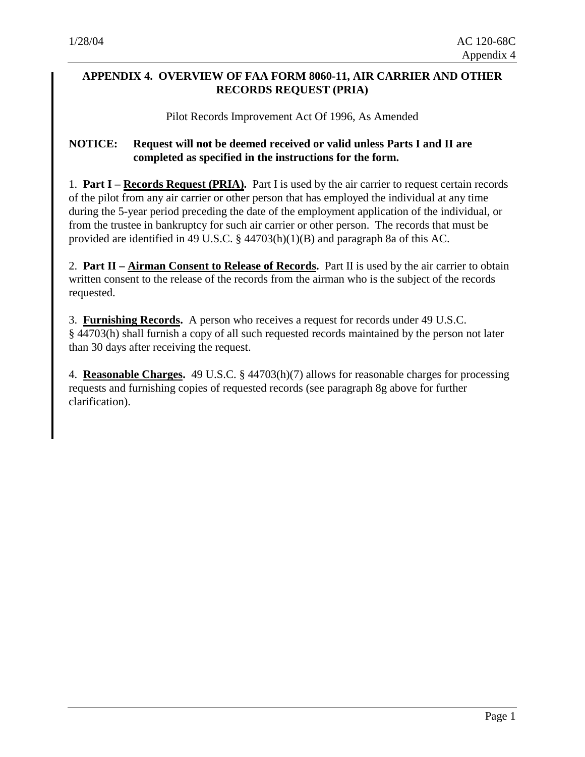## APPENDIX 4. OVERVIEW OF FAA FORM 8060-11, AIR CARRIER AND OTHER RECORDS REQUEST (PRIA)

Pilot Records Improvement Act Of 1996, As Amended

**NOTICE: Request will not be deemed received or valid unless Parts I and II are completed as specified in the instructions for the form.**

1. **Part I – <u>Records Request (PRIA)</u>.** Part I is used by the air carrier to request certain records of the pilot from any air carrier or other person that has employed the individual at any time during the 5-year period preceding the date of the employment application of the individual, or from the trustee in bankruptcy for such air carrier or other person. The records that must be provided are identified in 49 U.S.C. § 44703(h)(1)(B) and paragraph 8a of this AC.

2. **Part II – <u>Airman Consent to Release of Records</u>.** Part II is used by the air carrier to obtain written consent to the release of the records from the airman who is the subject of the records requested.

3. **<u>Furnishing Records</u>.** A person who receives a request for records under 49 U.S.C. § 44703(h) shall furnish a copy of all such requested records maintained by the person not later than 30 days after receiving the request.

4. **<u>Reasonable Charges</u>.** 49 U.S.C. § 44703(h)(7) allows for reasonable charges for processing requests and furnishing copies of requested records (see paragraph 8g above for further clarification).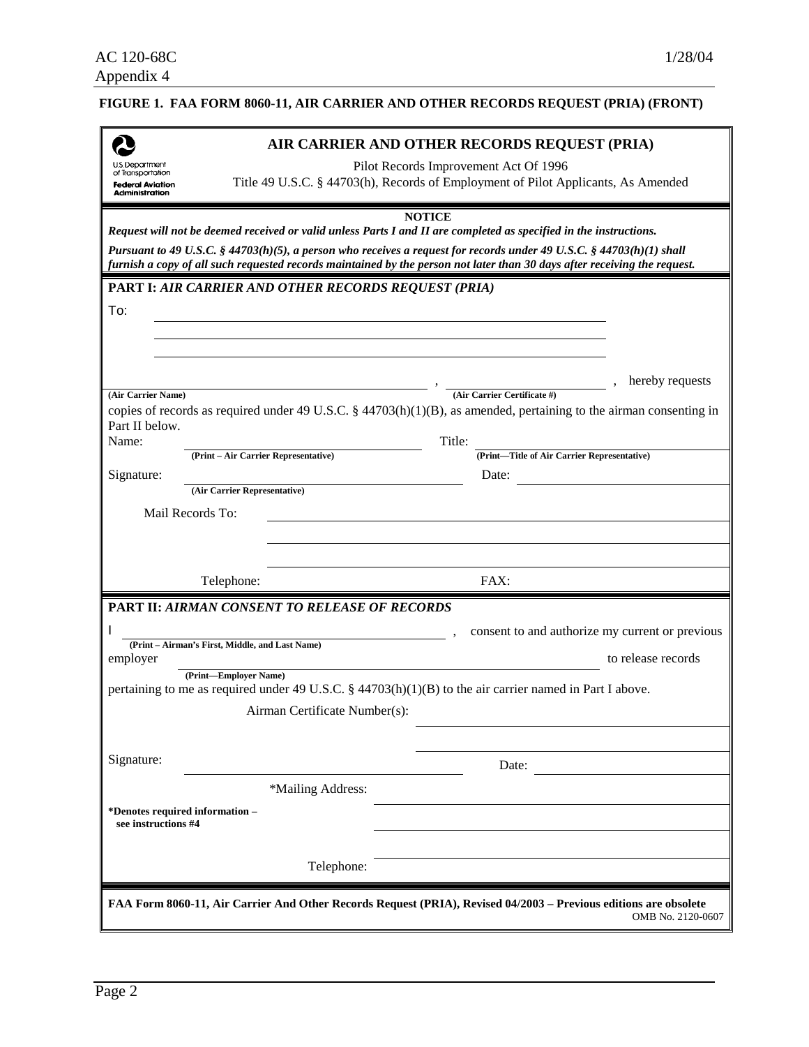**FIGURE 1. FAA FORM 8060-11, AIR CARRIER AND OTHER RECORDS REQUEST (PRIA) (FRONT)**

U.S. Department of Transportation
Federal Aviation Administration

## AIR CARRIER AND OTHER RECORDS REQUEST (PRIA)

Pilot Records Improvement Act Of 1996

Title 49 U.S.C. § 44703(h), Records of Employment of Pilot Applicants, As Amended

**NOTICE**

***Request will not be deemed received or valid unless Parts I and II are completed as specified in the instructions.***

***Pursuant to 49 U.S.C. § 44703(h)(5), a person who receives a request for records under 49 U.S.C. § 44703(h)(1) shall furnish a copy of all such requested records maintained by the person not later than 30 days after receiving the request.***

### PART I: *AIR CARRIER AND OTHER RECORDS REQUEST (PRIA)*

To: ______________________________

______________________________

______________________________

______________________________ , ______________________________ , hereby requests

**(Air Carrier Name)** **(Air Carrier Certificate #)**

copies of records as required under 49 U.S.C. § 44703(h)(1)(B), as amended, pertaining to the airman consenting in Part II below.

Name: ______________________________ Title: ______________________________

**(Print – Air Carrier Representative)** **(Print—Title of Air Carrier Representative)**

Signature: ______________________________ Date: ______________________________

**(Air Carrier Representative)**

Mail Records To: ______________________________

______________________________

______________________________

Telephone: ______________________________ FAX: ______________________________

### PART II: *AIRMAN CONSENT TO RELEASE OF RECORDS*

I ______________________________ , consent to and authorize my current or previous

**(Print – Airman's First, Middle, and Last Name)**

employer ______________________________ to release records

**(Print—Employer Name)**

pertaining to me as required under 49 U.S.C. § 44703(h)(1)(B) to the air carrier named in Part I above.

Airman Certificate Number(s): ______________________________

______________________________

Signature: ______________________________ Date: ______________________________

*Mailing Address: ______________________________

**\*Denotes required information – see instructions #4**

______________________________

______________________________

Telephone: ______________________________

**FAA Form 8060-11, Air Carrier And Other Records Request (PRIA), Revised 04/2003 – Previous editions are obsolete**

OMB No. 2120-0607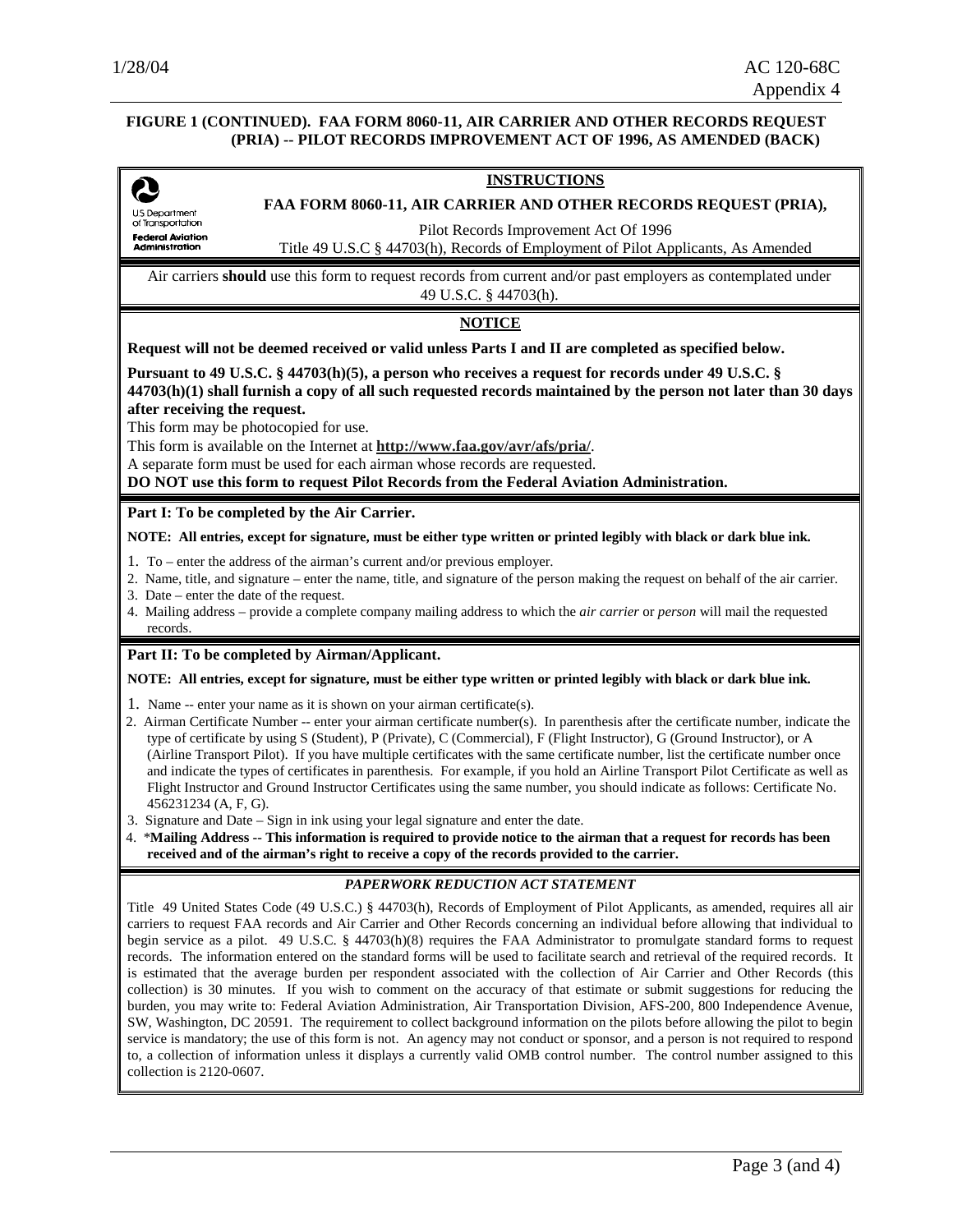**FIGURE 1 (CONTINUED). FAA FORM 8060-11, AIR CARRIER AND OTHER RECORDS REQUEST (PRIA) -- PILOT RECORDS IMPROVEMENT ACT OF 1996, AS AMENDED (BACK)**

U.S. Department of Transportation
**Federal Aviation Administration**

## INSTRUCTIONS

**FAA FORM 8060-11, AIR CARRIER AND OTHER RECORDS REQUEST (PRIA),**

Pilot Records Improvement Act Of 1996
Title 49 U.S.C § 44703(h), Records of Employment of Pilot Applicants, As Amended

Air carriers **should** use this form to request records from current and/or past employers as contemplated under 49 U.S.C. § 44703(h).

## NOTICE

**Request will not be deemed received or valid unless Parts I and II are completed as specified below.**

**Pursuant to 49 U.S.C. § 44703(h)(5), a person who receives a request for records under 49 U.S.C. § 44703(h)(1) shall furnish a copy of all such requested records maintained by the person not later than 30 days after receiving the request.**

This form may be photocopied for use.

This form is available on the Internet at **http://www.faa.gov/avr/afs/pria/**.

A separate form must be used for each airman whose records are requested.

**DO NOT use this form to request Pilot Records from the Federal Aviation Administration.**

### Part I: To be completed by the Air Carrier.

**NOTE: All entries, except for signature, must be either type written or printed legibly with black or dark blue ink.**

1. To – enter the address of the airman's current and/or previous employer.
2. Name, title, and signature – enter the name, title, and signature of the person making the request on behalf of the air carrier.
3. Date – enter the date of the request.
4. Mailing address – provide a complete company mailing address to which the *air carrier* or *person* will mail the requested records.

### Part II: To be completed by Airman/Applicant.

**NOTE: All entries, except for signature, must be either type written or printed legibly with black or dark blue ink.**

1. Name -- enter your name as it is shown on your airman certificate(s).
2. Airman Certificate Number -- enter your airman certificate number(s). In parenthesis after the certificate number, indicate the type of certificate by using S (Student), P (Private), C (Commercial), F (Flight Instructor), G (Ground Instructor), or A (Airline Transport Pilot). If you have multiple certificates with the same certificate number, list the certificate number once and indicate the types of certificates in parenthesis. For example, if you hold an Airline Transport Pilot Certificate as well as Flight Instructor and Ground Instructor Certificates using the same number, you should indicate as follows: Certificate No. 456231234 (A, F, G).
3. Signature and Date – Sign in ink using your legal signature and enter the date.
4. ***Mailing Address -- This information is required to provide notice to the airman that a request for records has been received and of the airman's right to receive a copy of the records provided to the carrier.**

### *PAPERWORK REDUCTION ACT STATEMENT*

Title 49 United States Code (49 U.S.C.) § 44703(h), Records of Employment of Pilot Applicants, as amended, requires all air carriers to request FAA records and Air Carrier and Other Records concerning an individual before allowing that individual to begin service as a pilot. 49 U.S.C. § 44703(h)(8) requires the FAA Administrator to promulgate standard forms to request records. The information entered on the standard forms will be used to facilitate search and retrieval of the required records. It is estimated that the average burden per respondent associated with the collection of Air Carrier and Other Records (this collection) is 30 minutes. If you wish to comment on the accuracy of that estimate or submit suggestions for reducing the burden, you may write to: Federal Aviation Administration, Air Transportation Division, AFS-200, 800 Independence Avenue, SW, Washington, DC 20591. The requirement to collect background information on the pilots before allowing the pilot to begin service is mandatory; the use of this form is not. An agency may not conduct or sponsor, and a person is not required to respond to, a collection of information unless it displays a currently valid OMB control number. The control number assigned to this collection is 2120-0607.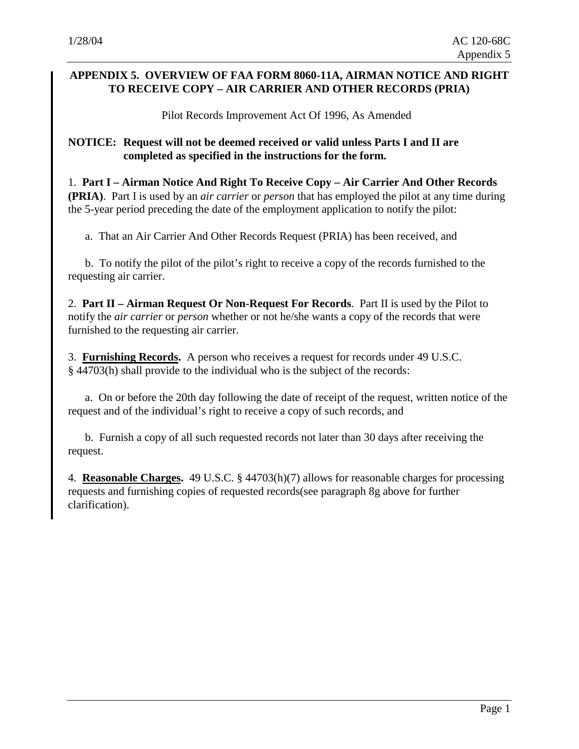## APPENDIX 5. OVERVIEW OF FAA FORM 8060-11A, AIRMAN NOTICE AND RIGHT TO RECEIVE COPY – AIR CARRIER AND OTHER RECORDS (PRIA)

Pilot Records Improvement Act Of 1996, As Amended

**NOTICE: Request will not be deemed received or valid unless Parts I and II are completed as specified in the instructions for the form.**

1. **Part I – Airman Notice And Right To Receive Copy – Air Carrier And Other Records (PRIA)**. Part I is used by an *air carrier* or *person* that has employed the pilot at any time during the 5-year period preceding the date of the employment application to notify the pilot:

   a. That an Air Carrier And Other Records Request (PRIA) has been received, and

   b. To notify the pilot of the pilot's right to receive a copy of the records furnished to the requesting air carrier.

2. **Part II – Airman Request Or Non-Request For Records**. Part II is used by the Pilot to notify the *air carrier* or *person* whether or not he/she wants a copy of the records that were furnished to the requesting air carrier.

3. **Furnishing Records.** A person who receives a request for records under 49 U.S.C. § 44703(h) shall provide to the individual who is the subject of the records:

   a. On or before the 20th day following the date of receipt of the request, written notice of the request and of the individual's right to receive a copy of such records, and

   b. Furnish a copy of all such requested records not later than 30 days after receiving the request.

4. **Reasonable Charges.** 49 U.S.C. § 44703(h)(7) allows for reasonable charges for processing requests and furnishing copies of requested records(see paragraph 8g above for further clarification).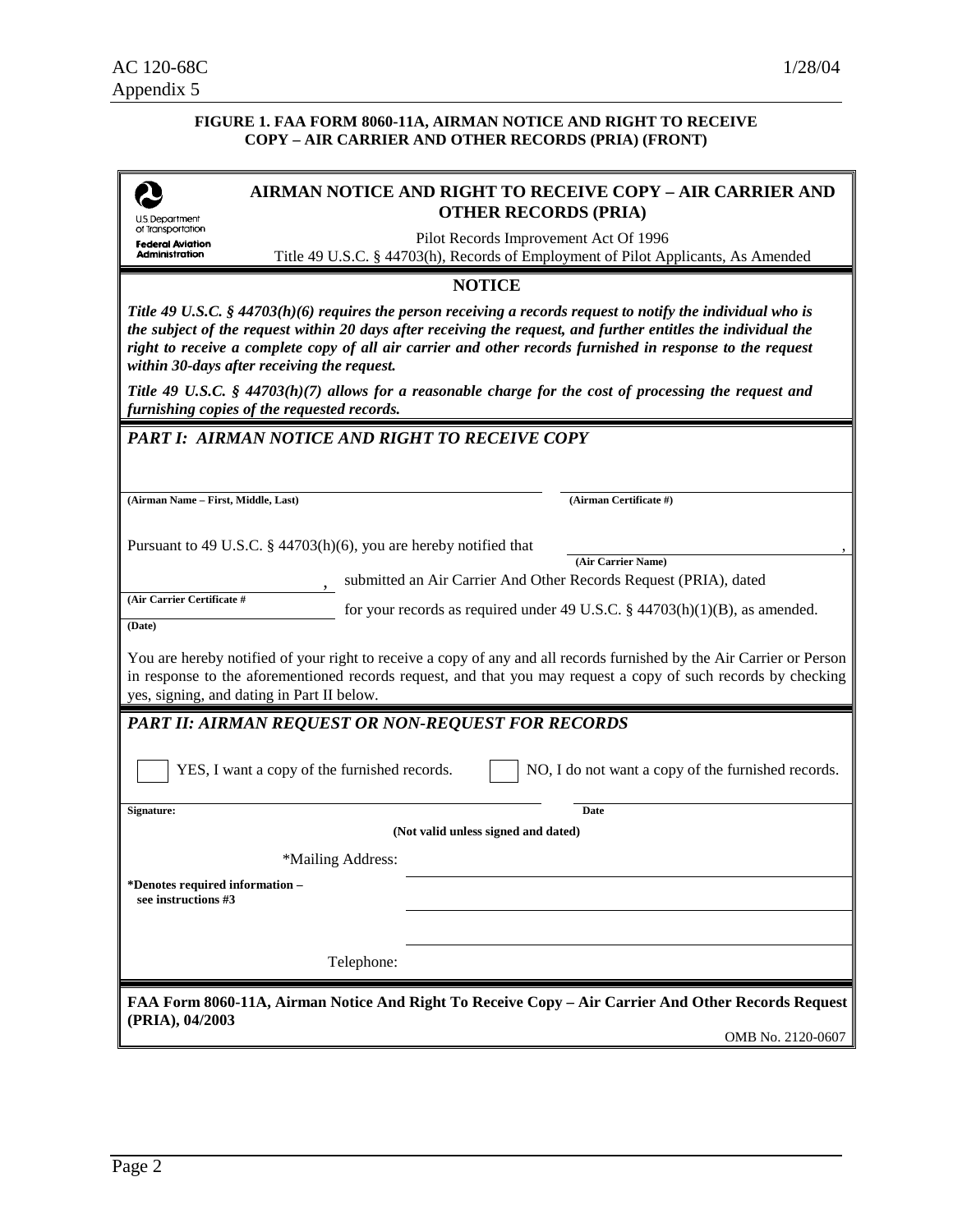**FIGURE 1. FAA FORM 8060-11A, AIRMAN NOTICE AND RIGHT TO RECEIVE COPY – AIR CARRIER AND OTHER RECORDS (PRIA) (FRONT)**

U.S. Department of Transportation
**Federal Aviation Administration**

## AIRMAN NOTICE AND RIGHT TO RECEIVE COPY – AIR CARRIER AND OTHER RECORDS (PRIA)

Pilot Records Improvement Act Of 1996
Title 49 U.S.C. § 44703(h), Records of Employment of Pilot Applicants, As Amended

### NOTICE

***Title 49 U.S.C. § 44703(h)(6) requires the person receiving a records request to notify the individual who is the subject of the request within 20 days after receiving the request, and further entitles the individual the right to receive a complete copy of all air carrier and other records furnished in response to the request within 30-days after receiving the request.***

***Title 49 U.S.C. § 44703(h)(7) allows for a reasonable charge for the cost of processing the request and furnishing copies of the requested records.***

### *PART I: AIRMAN NOTICE AND RIGHT TO RECEIVE COPY*

______________________________ **(Airman Name – First, Middle, Last)**　　______________________________ **(Airman Certificate #)**

Pursuant to 49 U.S.C. § 44703(h)(6), you are hereby notified that ______________________________ **(Air Carrier Name)**, ______________________________ **(Air Carrier Certificate #**, submitted an Air Carrier And Other Records Request (PRIA), dated ______________________________ **(Date)** for your records as required under 49 U.S.C. § 44703(h)(1)(B), as amended.

You are hereby notified of your right to receive a copy of any and all records furnished by the Air Carrier or Person in response to the aforementioned records request, and that you may request a copy of such records by checking yes, signing, and dating in Part II below.

### *PART II: AIRMAN REQUEST OR NON-REQUEST FOR RECORDS*

☐ YES, I want a copy of the furnished records.　　☐ NO, I do not want a copy of the furnished records.

______________________________ **Signature:**　　______________________________ **Date**

**(Not valid unless signed and dated)**

*Mailing Address: ______________________________

______________________________

______________________________

**\*Denotes required information – see instructions #3**

Telephone: ______________________________

**FAA Form 8060-11A, Airman Notice And Right To Receive Copy – Air Carrier And Other Records Request (PRIA), 04/2003**

OMB No. 2120-0607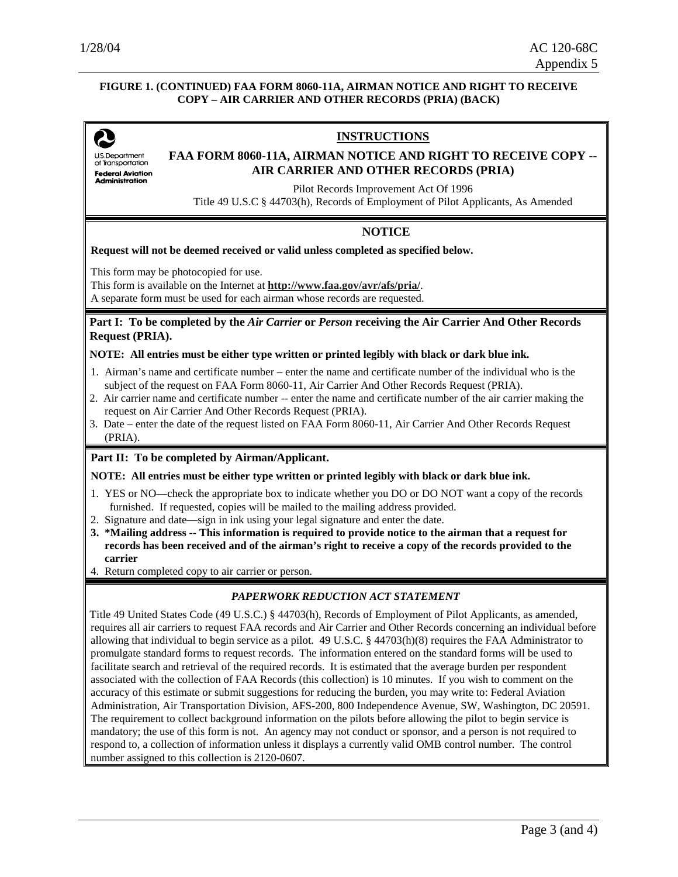**FIGURE 1. (CONTINUED) FAA FORM 8060-11A, AIRMAN NOTICE AND RIGHT TO RECEIVE COPY – AIR CARRIER AND OTHER RECORDS (PRIA) (BACK)**

U.S. Department of Transportation
**Federal Aviation Administration**

## INSTRUCTIONS

## FAA FORM 8060-11A, AIRMAN NOTICE AND RIGHT TO RECEIVE COPY -- AIR CARRIER AND OTHER RECORDS (PRIA)

Pilot Records Improvement Act Of 1996
Title 49 U.S.C § 44703(h), Records of Employment of Pilot Applicants, As Amended

### NOTICE

**Request will not be deemed received or valid unless completed as specified below.**

This form may be photocopied for use.
This form is available on the Internet at **http://www.faa.gov/avr/afs/pria/**.
A separate form must be used for each airman whose records are requested.

### Part I: To be completed by the *Air Carrier* or *Person* receiving the Air Carrier And Other Records Request (PRIA).

**NOTE: All entries must be either type written or printed legibly with black or dark blue ink.**

1. Airman's name and certificate number – enter the name and certificate number of the individual who is the subject of the request on FAA Form 8060-11, Air Carrier And Other Records Request (PRIA).
2. Air carrier name and certificate number -- enter the name and certificate number of the air carrier making the request on Air Carrier And Other Records Request (PRIA).
3. Date – enter the date of the request listed on FAA Form 8060-11, Air Carrier And Other Records Request (PRIA).

### Part II: To be completed by Airman/Applicant.

**NOTE: All entries must be either type written or printed legibly with black or dark blue ink.**

1. YES or NO—check the appropriate box to indicate whether you DO or DO NOT want a copy of the records furnished. If requested, copies will be mailed to the mailing address provided.
2. Signature and date—sign in ink using your legal signature and enter the date.
3. **\*Mailing address -- This information is required to provide notice to the airman that a request for records has been received and of the airman's right to receive a copy of the records provided to the carrier**
4. Return completed copy to air carrier or person.

### *PAPERWORK REDUCTION ACT STATEMENT*

Title 49 United States Code (49 U.S.C.) § 44703(h), Records of Employment of Pilot Applicants, as amended, requires all air carriers to request FAA records and Air Carrier and Other Records concerning an individual before allowing that individual to begin service as a pilot. 49 U.S.C. § 44703(h)(8) requires the FAA Administrator to promulgate standard forms to request records. The information entered on the standard forms will be used to facilitate search and retrieval of the required records. It is estimated that the average burden per respondent associated with the collection of FAA Records (this collection) is 10 minutes. If you wish to comment on the accuracy of this estimate or submit suggestions for reducing the burden, you may write to: Federal Aviation Administration, Air Transportation Division, AFS-200, 800 Independence Avenue, SW, Washington, DC 20591. The requirement to collect background information on the pilots before allowing the pilot to begin service is mandatory; the use of this form is not. An agency may not conduct or sponsor, and a person is not required to respond to, a collection of information unless it displays a currently valid OMB control number. The control number assigned to this collection is 2120-0607.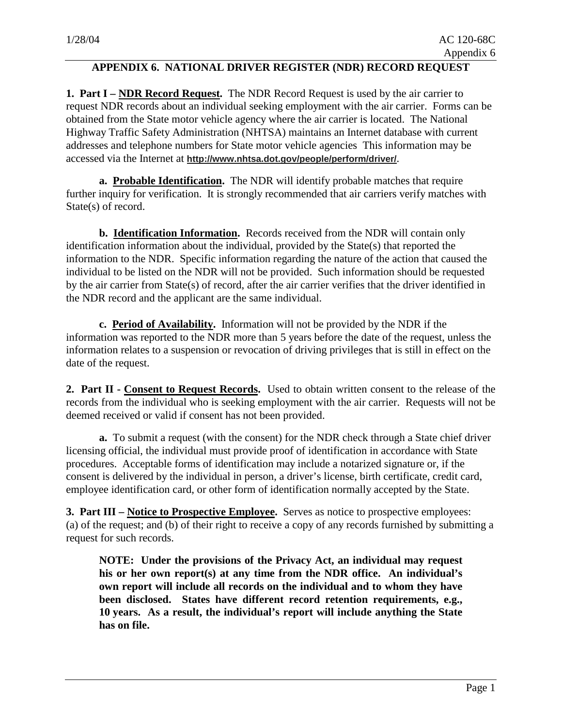# APPENDIX 6. NATIONAL DRIVER REGISTER (NDR) RECORD REQUEST

**1. Part I – NDR Record Request.** The NDR Record Request is used by the air carrier to request NDR records about an individual seeking employment with the air carrier. Forms can be obtained from the State motor vehicle agency where the air carrier is located. The National Highway Traffic Safety Administration (NHTSA) maintains an Internet database with current addresses and telephone numbers for State motor vehicle agencies This information may be accessed via the Internet at **http://www.nhtsa.dot.gov/people/perform/driver/**.

**a. Probable Identification.** The NDR will identify probable matches that require further inquiry for verification. It is strongly recommended that air carriers verify matches with State(s) of record.

**b. Identification Information.** Records received from the NDR will contain only identification information about the individual, provided by the State(s) that reported the information to the NDR. Specific information regarding the nature of the action that caused the individual to be listed on the NDR will not be provided. Such information should be requested by the air carrier from State(s) of record, after the air carrier verifies that the driver identified in the NDR record and the applicant are the same individual.

**c. Period of Availability.** Information will not be provided by the NDR if the information was reported to the NDR more than 5 years before the date of the request, unless the information relates to a suspension or revocation of driving privileges that is still in effect on the date of the request.

**2. Part II - Consent to Request Records.** Used to obtain written consent to the release of the records from the individual who is seeking employment with the air carrier. Requests will not be deemed received or valid if consent has not been provided.

**a.** To submit a request (with the consent) for the NDR check through a State chief driver licensing official, the individual must provide proof of identification in accordance with State procedures. Acceptable forms of identification may include a notarized signature or, if the consent is delivered by the individual in person, a driver's license, birth certificate, credit card, employee identification card, or other form of identification normally accepted by the State.

**3. Part III – Notice to Prospective Employee.** Serves as notice to prospective employees: (a) of the request; and (b) of their right to receive a copy of any records furnished by submitting a request for such records.

**NOTE: Under the provisions of the Privacy Act, an individual may request his or her own report(s) at any time from the NDR office. An individual's own report will include all records on the individual and to whom they have been disclosed. States have different record retention requirements, e.g., 10 years. As a result, the individual's report will include anything the State has on file.**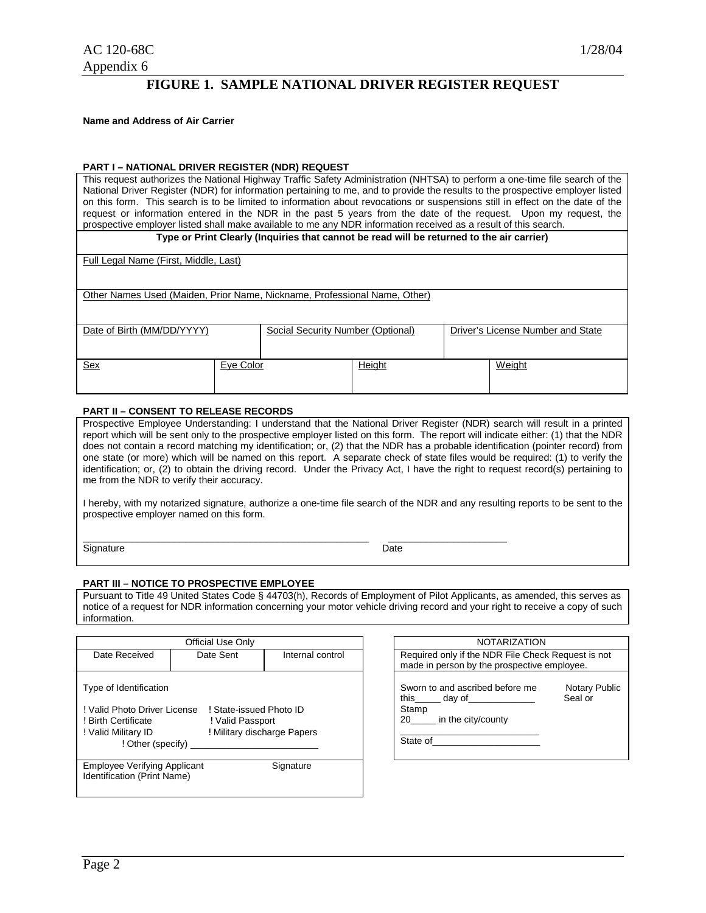# FIGURE 1. SAMPLE NATIONAL DRIVER REGISTER REQUEST

**Name and Address of Air Carrier**

**PART I – NATIONAL DRIVER REGISTER (NDR) REQUEST**

This request authorizes the National Highway Traffic Safety Administration (NHTSA) to perform a one-time file search of the National Driver Register (NDR) for information pertaining to me, and to provide the results to the prospective employer listed on this form. This search is to be limited to information about revocations or suspensions still in effect on the date of the request or information entered in the NDR in the past 5 years from the date of the request. Upon my request, the prospective employer listed shall make available to me any NDR information received as a result of this search.

**Type or Print Clearly (Inquiries that cannot be read will be returned to the air carrier)**

| Full Legal Name (First, Middle, Last) | | | |
|---|---|---|---|
| Other Names Used (Maiden, Prior Name, Nickname, Professional Name, Other) | | | |
| Date of Birth (MM/DD/YYYY) | Social Security Number (Optional) | Driver's License Number and State | |
| Sex | Eye Color | Height | Weight |

**PART II – CONSENT TO RELEASE RECORDS**

Prospective Employee Understanding: I understand that the National Driver Register (NDR) search will result in a printed report which will be sent only to the prospective employer listed on this form. The report will indicate either: (1) that the NDR does not contain a record matching my identification; or, (2) that the NDR has a probable identification (pointer record) from one state (or more) which will be named on this report. A separate check of state files would be required: (1) to verify the identification; or, (2) to obtain the driving record. Under the Privacy Act, I have the right to request record(s) pertaining to me from the NDR to verify their accuracy.

I hereby, with my notarized signature, authorize a one-time file search of the NDR and any resulting reports to be sent to the prospective employer named on this form.

\_\_\_\_\_\_\_\_\_\_\_\_\_\_\_\_\_\_\_\_\_\_\_\_\_\_\_\_\_\_\_\_\_\_\_\_\_\_\_\_ \_\_\_\_\_\_\_\_\_\_\_\_\_\_\_\_\_\_\_\_
Signature Date

**PART III – NOTICE TO PROSPECTIVE EMPLOYEE**

Pursuant to Title 49 United States Code § 44703(h), Records of Employment of Pilot Applicants, as amended, this serves as notice of a request for NDR information concerning your motor vehicle driving record and your right to receive a copy of such information.

| Official Use Only | | |
|---|---|---|
| Date Received | Date Sent | Internal control |

Type of Identification

- ! Valid Photo Driver License
- ! State-issued Photo ID
- ! Birth Certificate
- ! Valid Passport
- ! Valid Military ID
- ! Military discharge Papers
- ! Other (specify) \_\_\_\_\_\_\_\_\_\_\_\_\_\_\_\_\_\_\_\_\_\_\_\_

Employee Verifying Applicant Identification (Print Name) Signature

**NOTARIZATION**

Required only if the NDR File Check Request is not made in person by the prospective employee.

Sworn to and ascribed before me this\_\_\_\_\_ day of\_\_\_\_\_\_\_\_\_\_\_\_\_ 20\_\_\_\_\_ in the city/county \_\_\_\_\_\_\_\_\_\_\_\_\_\_\_\_\_\_\_\_\_\_\_\_ State of\_\_\_\_\_\_\_\_\_\_\_\_\_\_\_\_\_\_\_\_\_

Notary Public Seal or Stamp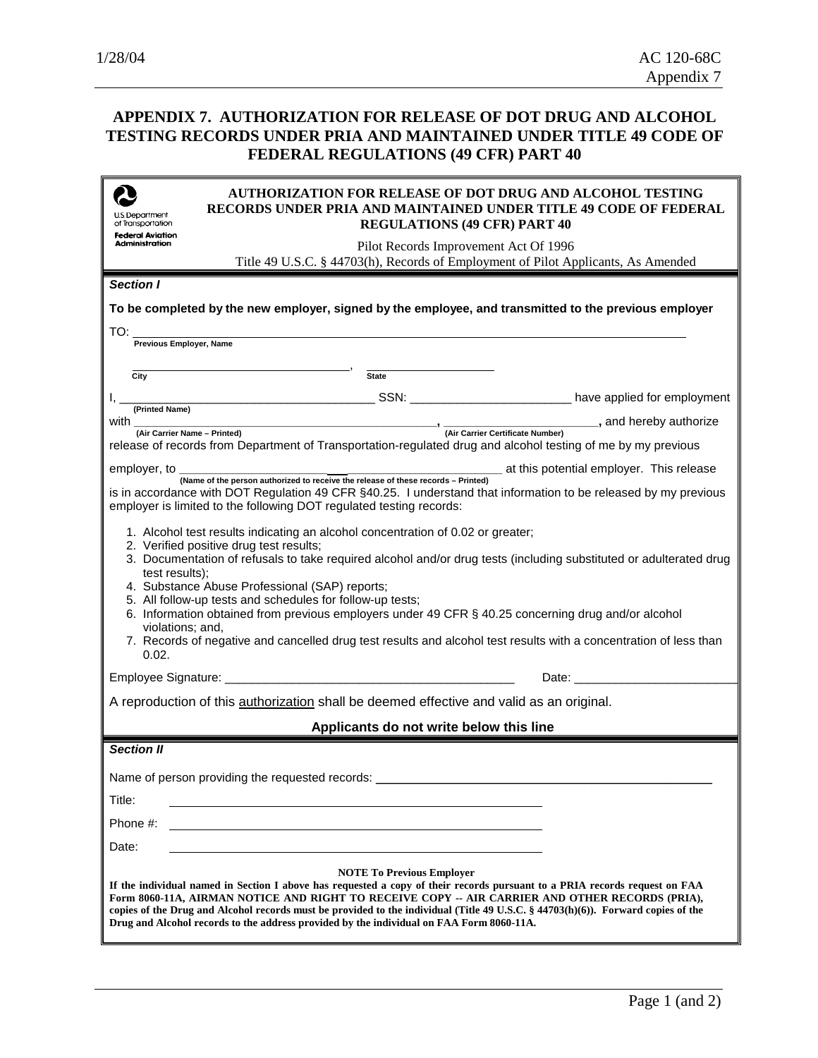# APPENDIX 7. AUTHORIZATION FOR RELEASE OF DOT DRUG AND ALCOHOL TESTING RECORDS UNDER PRIA AND MAINTAINED UNDER TITLE 49 CODE OF FEDERAL REGULATIONS (49 CFR) PART 40

U.S. Department of Transportation
**Federal Aviation Administration**

**AUTHORIZATION FOR RELEASE OF DOT DRUG AND ALCOHOL TESTING RECORDS UNDER PRIA AND MAINTAINED UNDER TITLE 49 CODE OF FEDERAL REGULATIONS (49 CFR) PART 40**

Pilot Records Improvement Act Of 1996
Title 49 U.S.C. § 44703(h), Records of Employment of Pilot Applicants, As Amended

***Section I***

**To be completed by the new employer, signed by the employee, and transmitted to the previous employer**

TO: ____________________________________________
**Previous Employer, Name**

____________________, ____________________
**City** **State**

I, ______________________________ SSN: ____________________ have applied for employment
**(Printed Name)**

with ______________________________**,** ____________________**,** and hereby authorize
**(Air Carrier Name – Printed)** **(Air Carrier Certificate Number)**

release of records from Department of Transportation-regulated drug and alcohol testing of me by my previous employer, to ______________________________ at this potential employer. This release
**(Name of the person authorized to receive the release of these records – Printed)**

is in accordance with DOT Regulation 49 CFR §40.25. I understand that information to be released by my previous employer is limited to the following DOT regulated testing records:

1. Alcohol test results indicating an alcohol concentration of 0.02 or greater;
2. Verified positive drug test results;
3. Documentation of refusals to take required alcohol and/or drug tests (including substituted or adulterated drug test results);
4. Substance Abuse Professional (SAP) reports;
5. All follow-up tests and schedules for follow-up tests;
6. Information obtained from previous employers under 49 CFR § 40.25 concerning drug and/or alcohol violations; and,
7. Records of negative and cancelled drug test results and alcohol test results with a concentration of less than 0.02.

Employee Signature: ______________________________ Date: ____________________

A reproduction of this authorization shall be deemed effective and valid as an original.

**Applicants do not write below this line**

***Section II***

Name of person providing the requested records: ______________________________

Title: ______________________________

Phone #: ______________________________

Date: ______________________________

**NOTE To Previous Employer**

**If the individual named in Section I above has requested a copy of their records pursuant to a PRIA records request on FAA Form 8060-11A, AIRMAN NOTICE AND RIGHT TO RECEIVE COPY -- AIR CARRIER AND OTHER RECORDS (PRIA), copies of the Drug and Alcohol records must be provided to the individual (Title 49 U.S.C. § 44703(h)(6)). Forward copies of the Drug and Alcohol records to the address provided by the individual on FAA Form 8060-11A.**